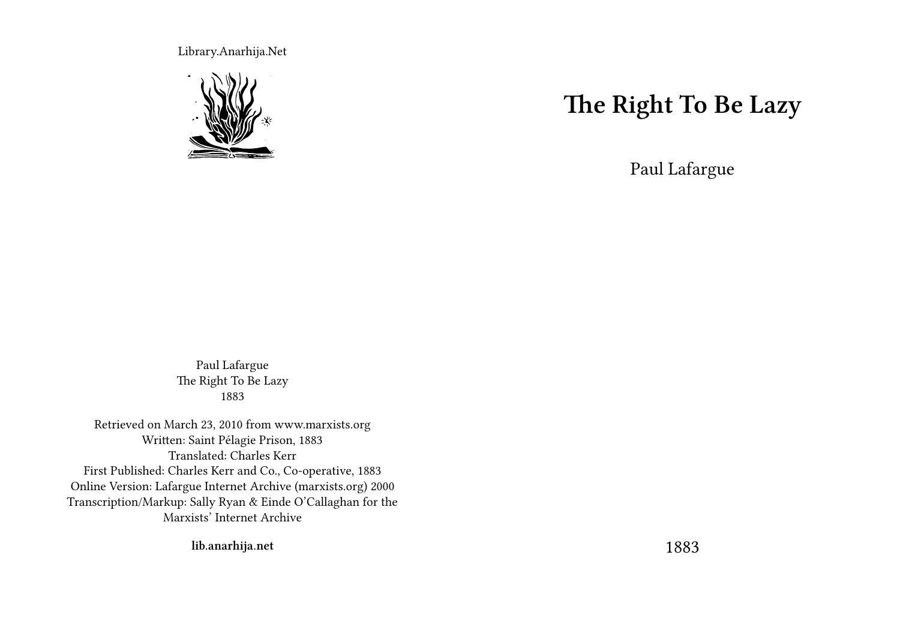Library.Anarhija.Net

# The Right To Be Lazy

Paul Lafargue

1883

Paul Lafargue
The Right To Be Lazy
1883

Retrieved on March 23, 2010 from www.marxists.org
Written: Saint Pélagie Prison, 1883
Translated: Charles Kerr
First Published: Charles Kerr and Co., Co-operative, 1883
Online Version: Lafargue Internet Archive (marxists.org) 2000
Transcription/Markup: Sally Ryan & Einde O'Callaghan for the Marxists' Internet Archive

**lib.anarhija.net**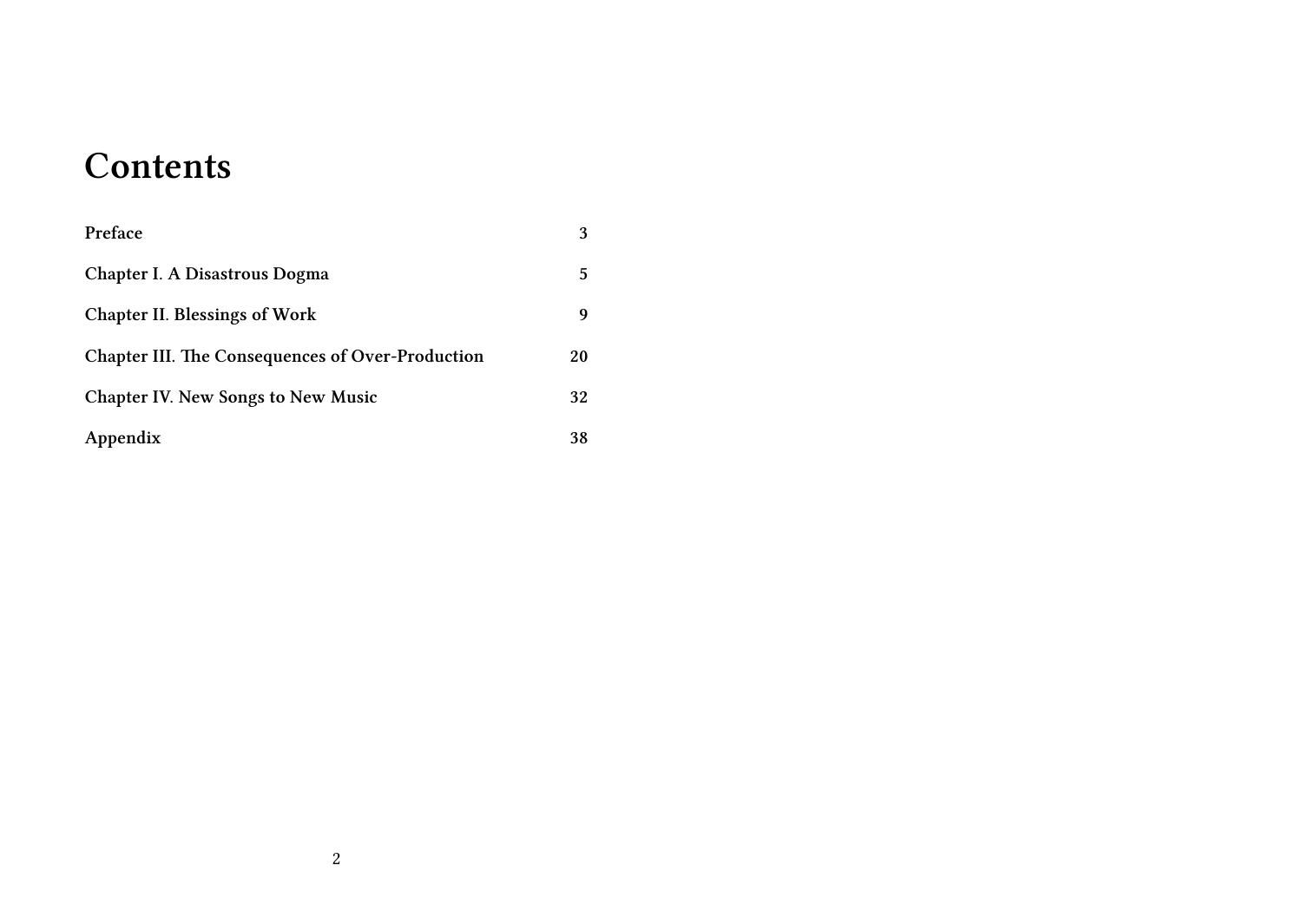# Contents

| | |
|---|---|
| **Preface** | **3** |
| **Chapter I. A Disastrous Dogma** | **5** |
| **Chapter II. Blessings of Work** | **9** |
| **Chapter III. The Consequences of Over-Production** | **20** |
| **Chapter IV. New Songs to New Music** | **32** |
| **Appendix** | **38** |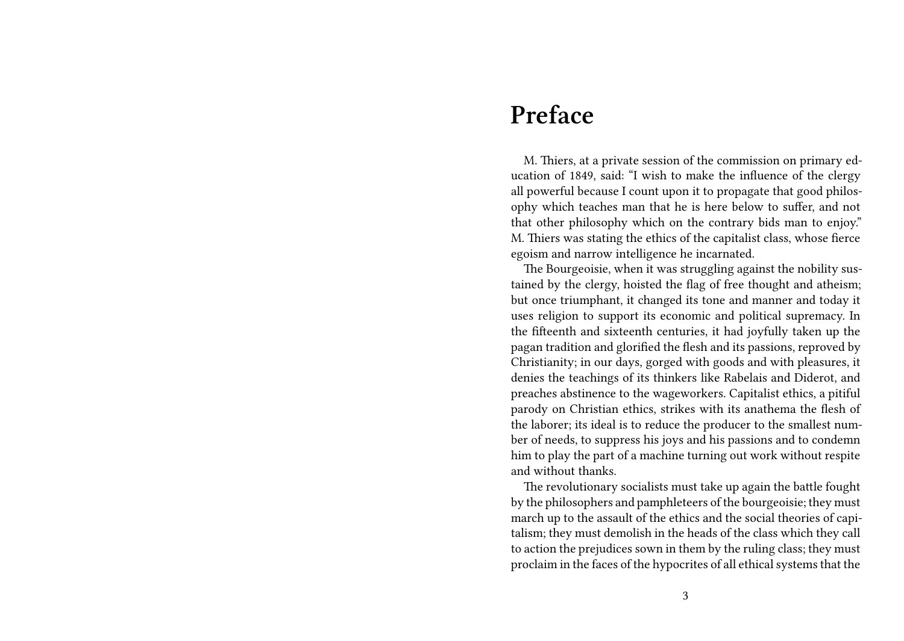# Preface

M. Thiers, at a private session of the commission on primary education of 1849, said: “I wish to make the influence of the clergy all powerful because I count upon it to propagate that good philosophy which teaches man that he is here below to suffer, and not that other philosophy which on the contrary bids man to enjoy.” M. Thiers was stating the ethics of the capitalist class, whose fierce egoism and narrow intelligence he incarnated.

The Bourgeoisie, when it was struggling against the nobility sustained by the clergy, hoisted the flag of free thought and atheism; but once triumphant, it changed its tone and manner and today it uses religion to support its economic and political supremacy. In the fifteenth and sixteenth centuries, it had joyfully taken up the pagan tradition and glorified the flesh and its passions, reproved by Christianity; in our days, gorged with goods and with pleasures, it denies the teachings of its thinkers like Rabelais and Diderot, and preaches abstinence to the wageworkers. Capitalist ethics, a pitiful parody on Christian ethics, strikes with its anathema the flesh of the laborer; its ideal is to reduce the producer to the smallest number of needs, to suppress his joys and his passions and to condemn him to play the part of a machine turning out work without respite and without thanks.

The revolutionary socialists must take up again the battle fought by the philosophers and pamphleteers of the bourgeoisie; they must march up to the assault of the ethics and the social theories of capitalism; they must demolish in the heads of the class which they call to action the prejudices sown in them by the ruling class; they must proclaim in the faces of the hypocrites of all ethical systems that the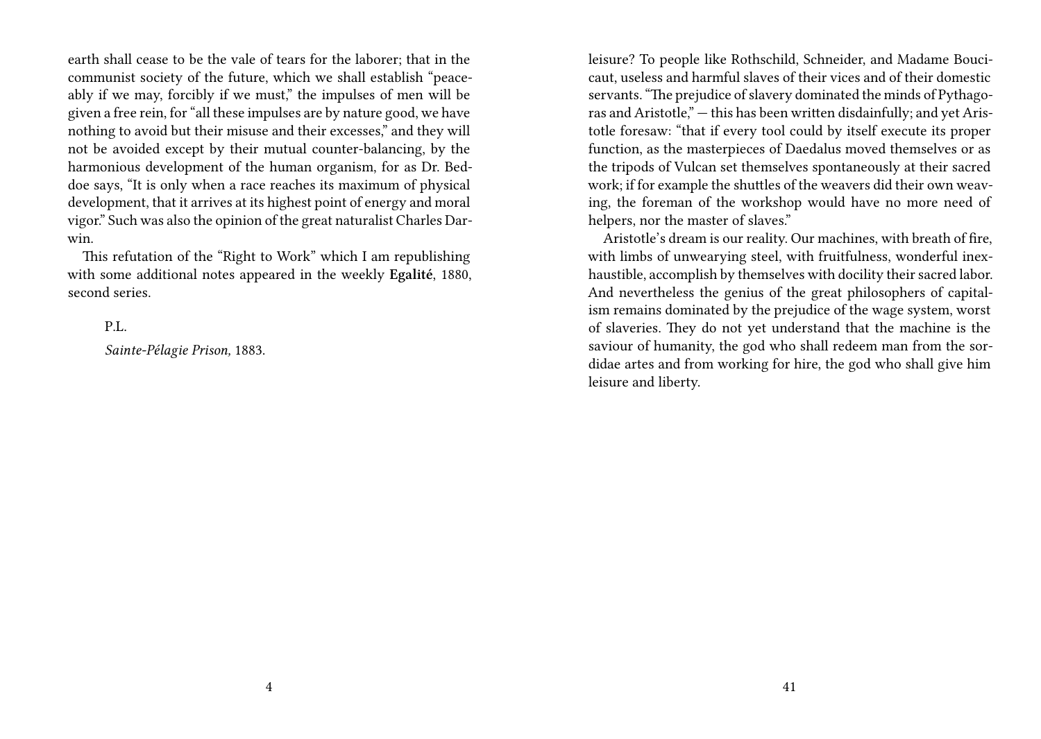earth shall cease to be the vale of tears for the laborer; that in the communist society of the future, which we shall establish "peaceably if we may, forcibly if we must," the impulses of men will be given a free rein, for "all these impulses are by nature good, we have nothing to avoid but their misuse and their excesses," and they will not be avoided except by their mutual counter-balancing, by the harmonious development of the human organism, for as Dr. Beddoe says, "It is only when a race reaches its maximum of physical development, that it arrives at its highest point of energy and moral vigor." Such was also the opinion of the great naturalist Charles Darwin.

This refutation of the "Right to Work" which I am republishing with some additional notes appeared in the weekly **Egalité**, 1880, second series.

P.L.

*Sainte-Pélagie Prison,* 1883.

leisure? To people like Rothschild, Schneider, and Madame Boucicaut, useless and harmful slaves of their vices and of their domestic servants. "The prejudice of slavery dominated the minds of Pythagoras and Aristotle," — this has been written disdainfully; and yet Aristotle foresaw: "that if every tool could by itself execute its proper function, as the masterpieces of Daedalus moved themselves or as the tripods of Vulcan set themselves spontaneously at their sacred work; if for example the shuttles of the weavers did their own weaving, the foreman of the workshop would have no more need of helpers, nor the master of slaves."

Aristotle's dream is our reality. Our machines, with breath of fire, with limbs of unwearying steel, with fruitfulness, wonderful inexhaustible, accomplish by themselves with docility their sacred labor. And nevertheless the genius of the great philosophers of capitalism remains dominated by the prejudice of the wage system, worst of slaveries. They do not yet understand that the machine is the saviour of humanity, the god who shall redeem man from the sordidae artes and from working for hire, the god who shall give him leisure and liberty.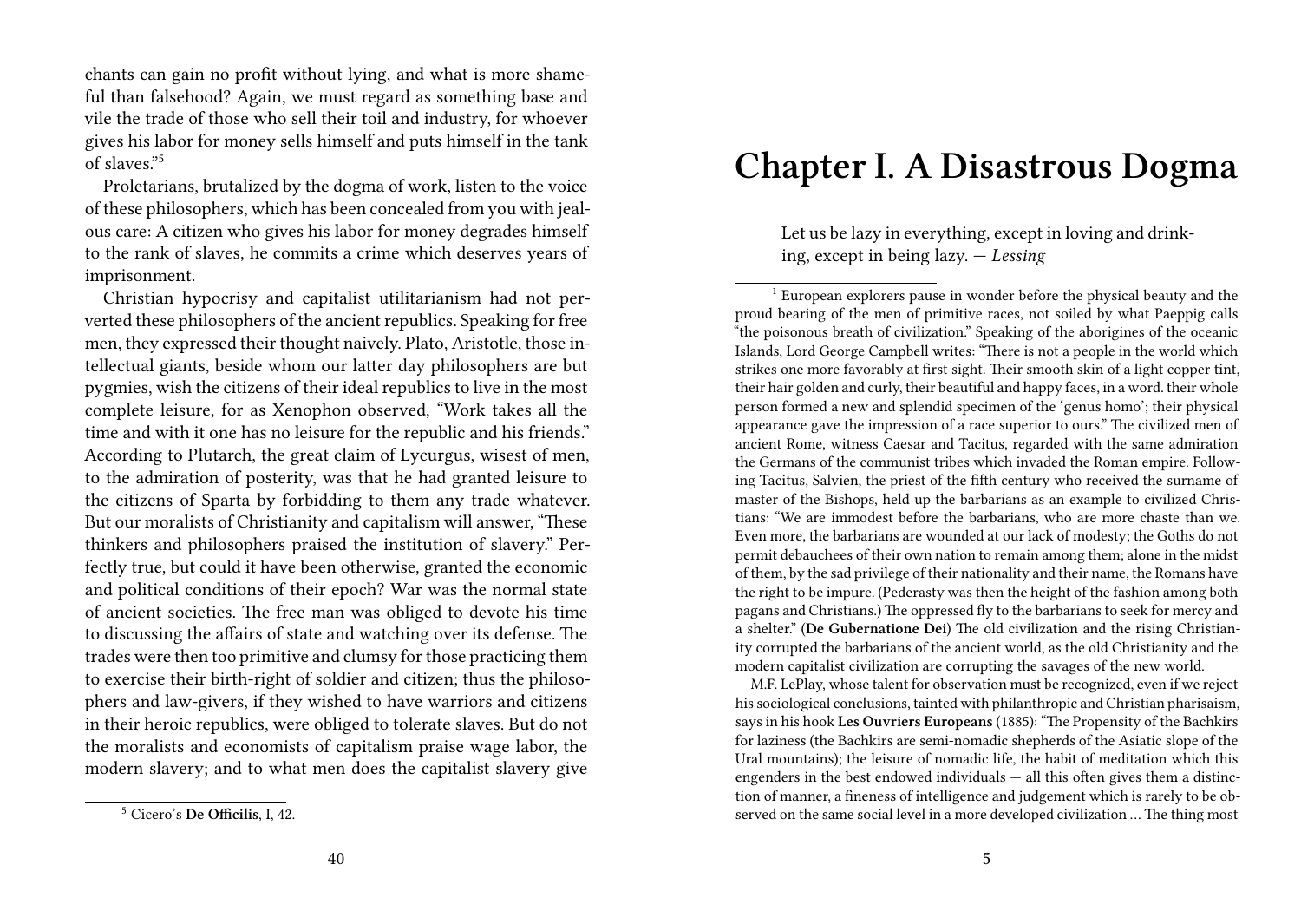chants can gain no profit without lying, and what is more shameful than falsehood? Again, we must regard as something base and vile the trade of those who sell their toil and industry, for whoever gives his labor for money sells himself and puts himself in the tank of slaves."[5]

Proletarians, brutalized by the dogma of work, listen to the voice of these philosophers, which has been concealed from you with jealous care: A citizen who gives his labor for money degrades himself to the rank of slaves, he commits a crime which deserves years of imprisonment.

Christian hypocrisy and capitalist utilitarianism had not perverted these philosophers of the ancient republics. Speaking for free men, they expressed their thought naively. Plato, Aristotle, those intellectual giants, beside whom our latter day philosophers are but pygmies, wish the citizens of their ideal republics to live in the most complete leisure, for as Xenophon observed, "Work takes all the time and with it one has no leisure for the republic and his friends." According to Plutarch, the great claim of Lycurgus, wisest of men, to the admiration of posterity, was that he had granted leisure to the citizens of Sparta by forbidding to them any trade whatever. But our moralists of Christianity and capitalism will answer, "These thinkers and philosophers praised the institution of slavery." Perfectly true, but could it have been otherwise, granted the economic and political conditions of their epoch? War was the normal state of ancient societies. The free man was obliged to devote his time to discussing the affairs of state and watching over its defense. The trades were then too primitive and clumsy for those practicing them to exercise their birth-right of soldier and citizen; thus the philosophers and law-givers, if they wished to have warriors and citizens in their heroic republics, were obliged to tolerate slaves. But do not the moralists and economists of capitalism praise wage labor, the modern slavery; and to what men does the capitalist slavery give

[5] Cicero's **De Officilis**, I, 42.

# Chapter I. A Disastrous Dogma

> Let us be lazy in everything, except in loving and drinking, except in being lazy. — *Lessing*

[1] European explorers pause in wonder before the physical beauty and the proud bearing of the men of primitive races, not soiled by what Paeppig calls "the poisonous breath of civilization." Speaking of the aborigines of the oceanic Islands, Lord George Campbell writes: "There is not a people in the world which strikes one more favorably at first sight. Their smooth skin of a light copper tint, their hair golden and curly, their beautiful and happy faces, in a word. their whole person formed a new and splendid specimen of the 'genus homo'; their physical appearance gave the impression of a race superior to ours." The civilized men of ancient Rome, witness Caesar and Tacitus, regarded with the same admiration the Germans of the communist tribes which invaded the Roman empire. Following Tacitus, Salvien, the priest of the fifth century who received the surname of master of the Bishops, held up the barbarians as an example to civilized Christians: "We are immodest before the barbarians, who are more chaste than we. Even more, the barbarians are wounded at our lack of modesty; the Goths do not permit debauchees of their own nation to remain among them; alone in the midst of them, by the sad privilege of their nationality and their name, the Romans have the right to be impure. (Pederasty was then the height of the fashion among both pagans and Christians.) The oppressed fly to the barbarians to seek for mercy and a shelter." (**De Gubernatione Dei**) The old civilization and the rising Christianity corrupted the barbarians of the ancient world, as the old Christianity and the modern capitalist civilization are corrupting the savages of the new world.

M.F. LePlay, whose talent for observation must be recognized, even if we reject his sociological conclusions, tainted with philanthropic and Christian pharisaism, says in his hook **Les Ouvriers Europeans** (1885): "The Propensity of the Bachkirs for laziness (the Bachkirs are semi-nomadic shepherds of the Asiatic slope of the Ural mountains); the leisure of nomadic life, the habit of meditation which this engenders in the best endowed individuals — all this often gives them a distinction of manner, a fineness of intelligence and judgement which is rarely to be observed on the same social level in a more developed civilization … The thing most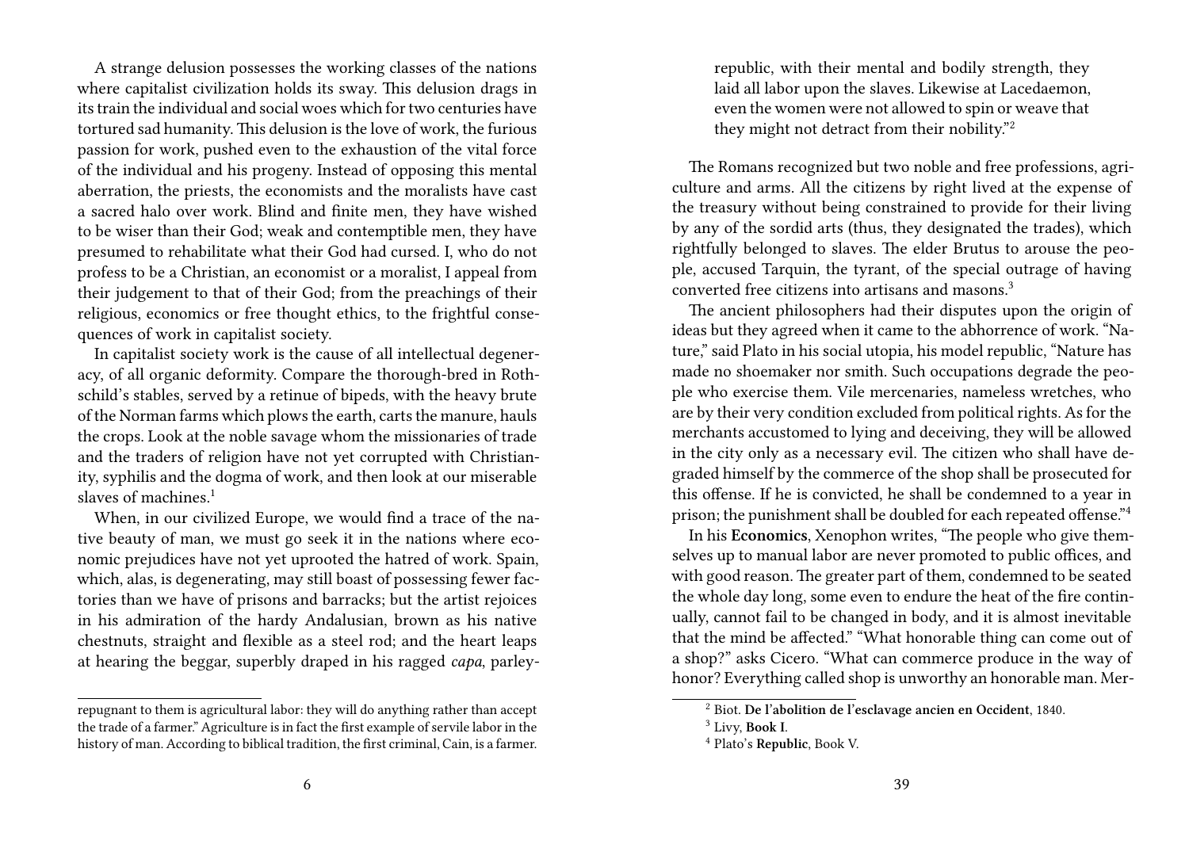A strange delusion possesses the working classes of the nations where capitalist civilization holds its sway. This delusion drags in its train the individual and social woes which for two centuries have tortured sad humanity. This delusion is the love of work, the furious passion for work, pushed even to the exhaustion of the vital force of the individual and his progeny. Instead of opposing this mental aberration, the priests, the economists and the moralists have cast a sacred halo over work. Blind and finite men, they have wished to be wiser than their God; weak and contemptible men, they have presumed to rehabilitate what their God had cursed. I, who do not profess to be a Christian, an economist or a moralist, I appeal from their judgement to that of their God; from the preachings of their religious, economics or free thought ethics, to the frightful consequences of work in capitalist society.

In capitalist society work is the cause of all intellectual degeneracy, of all organic deformity. Compare the thorough-bred in Rothschild's stables, served by a retinue of bipeds, with the heavy brute of the Norman farms which plows the earth, carts the manure, hauls the crops. Look at the noble savage whom the missionaries of trade and the traders of religion have not yet corrupted with Christianity, syphilis and the dogma of work, and then look at our miserable slaves of machines.[1]

When, in our civilized Europe, we would find a trace of the native beauty of man, we must go seek it in the nations where economic prejudices have not yet uprooted the hatred of work. Spain, which, alas, is degenerating, may still boast of possessing fewer factories than we have of prisons and barracks; but the artist rejoices in his admiration of the hardy Andalusian, brown as his native chestnuts, straight and flexible as a steel rod; and the heart leaps at hearing the beggar, superbly draped in his ragged *capa*, parley-

repugnant to them is agricultural labor: they will do anything rather than accept the trade of a farmer." Agriculture is in fact the first example of servile labor in the history of man. According to biblical tradition, the first criminal, Cain, is a farmer.

> republic, with their mental and bodily strength, they laid all labor upon the slaves. Likewise at Lacedaemon, even the women were not allowed to spin or weave that they might not detract from their nobility."[2]

The Romans recognized but two noble and free professions, agriculture and arms. All the citizens by right lived at the expense of the treasury without being constrained to provide for their living by any of the sordid arts (thus, they designated the trades), which rightfully belonged to slaves. The elder Brutus to arouse the people, accused Tarquin, the tyrant, of the special outrage of having converted free citizens into artisans and masons.[3]

The ancient philosophers had their disputes upon the origin of ideas but they agreed when it came to the abhorrence of work. "Nature," said Plato in his social utopia, his model republic, "Nature has made no shoemaker nor smith. Such occupations degrade the people who exercise them. Vile mercenaries, nameless wretches, who are by their very condition excluded from political rights. As for the merchants accustomed to lying and deceiving, they will be allowed in the city only as a necessary evil. The citizen who shall have degraded himself by the commerce of the shop shall be prosecuted for this offense. If he is convicted, he shall be condemned to a year in prison; the punishment shall be doubled for each repeated offense."[4]

In his **Economics**, Xenophon writes, "The people who give themselves up to manual labor are never promoted to public offices, and with good reason. The greater part of them, condemned to be seated the whole day long, some even to endure the heat of the fire continually, cannot fail to be changed in body, and it is almost inevitable that the mind be affected." "What honorable thing can come out of a shop?" asks Cicero. "What can commerce produce in the way of honor? Everything called shop is unworthy an honorable man. Mer-

[2] Biot. **De l'abolition de l'esclavage ancien en Occident**, 1840.

[3] Livy, **Book I**.

[4] Plato's **Republic**, Book V.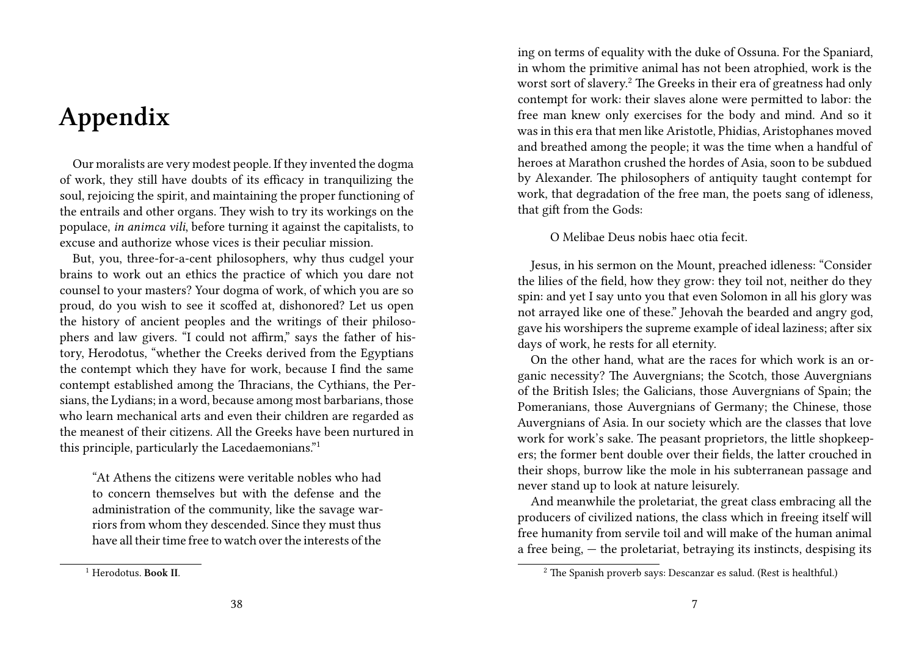# Appendix

Our moralists are very modest people. If they invented the dogma of work, they still have doubts of its efficacy in tranquilizing the soul, rejoicing the spirit, and maintaining the proper functioning of the entrails and other organs. They wish to try its workings on the populace, *in animca vili*, before turning it against the capitalists, to excuse and authorize whose vices is their peculiar mission.

But, you, three-for-a-cent philosophers, why thus cudgel your brains to work out an ethics the practice of which you dare not counsel to your masters? Your dogma of work, of which you are so proud, do you wish to see it scoffed at, dishonored? Let us open the history of ancient peoples and the writings of their philosophers and law givers. "I could not affirm," says the father of history, Herodotus, "whether the Creeks derived from the Egyptians the contempt which they have for work, because I find the same contempt established among the Thracians, the Cythians, the Persians, the Lydians; in a word, because among most barbarians, those who learn mechanical arts and even their children are regarded as the meanest of their citizens. All the Greeks have been nurtured in this principle, particularly the Lacedaemonians."[1]

> "At Athens the citizens were veritable nobles who had to concern themselves but with the defense and the administration of the community, like the savage warriors from whom they descended. Since they must thus have all their time free to watch over the interests of the

[1] Herodotus. **Book II**.

ing on terms of equality with the duke of Ossuna. For the Spaniard, in whom the primitive animal has not been atrophied, work is the worst sort of slavery.[2] The Greeks in their era of greatness had only contempt for work: their slaves alone were permitted to labor: the free man knew only exercises for the body and mind. And so it was in this era that men like Aristotle, Phidias, Aristophanes moved and breathed among the people; it was the time when a handful of heroes at Marathon crushed the hordes of Asia, soon to be subdued by Alexander. The philosophers of antiquity taught contempt for work, that degradation of the free man, the poets sang of idleness, that gift from the Gods:

> O Melibae Deus nobis haec otia fecit.

Jesus, in his sermon on the Mount, preached idleness: "Consider the lilies of the field, how they grow: they toil not, neither do they spin: and yet I say unto you that even Solomon in all his glory was not arrayed like one of these." Jehovah the bearded and angry god, gave his worshipers the supreme example of ideal laziness; after six days of work, he rests for all eternity.

On the other hand, what are the races for which work is an organic necessity? The Auvergnians; the Scotch, those Auvergnians of the British Isles; the Galicians, those Auvergnians of Spain; the Pomeranians, those Auvergnians of Germany; the Chinese, those Auvergnians of Asia. In our society which are the classes that love work for work's sake. The peasant proprietors, the little shopkeepers; the former bent double over their fields, the latter crouched in their shops, burrow like the mole in his subterranean passage and never stand up to look at nature leisurely.

And meanwhile the proletariat, the great class embracing all the producers of civilized nations, the class which in freeing itself will free humanity from servile toil and will make of the human animal a free being, — the proletariat, betraying its instincts, despising its

[2] The Spanish proverb says: Descanzar es salud. (Rest is healthful.)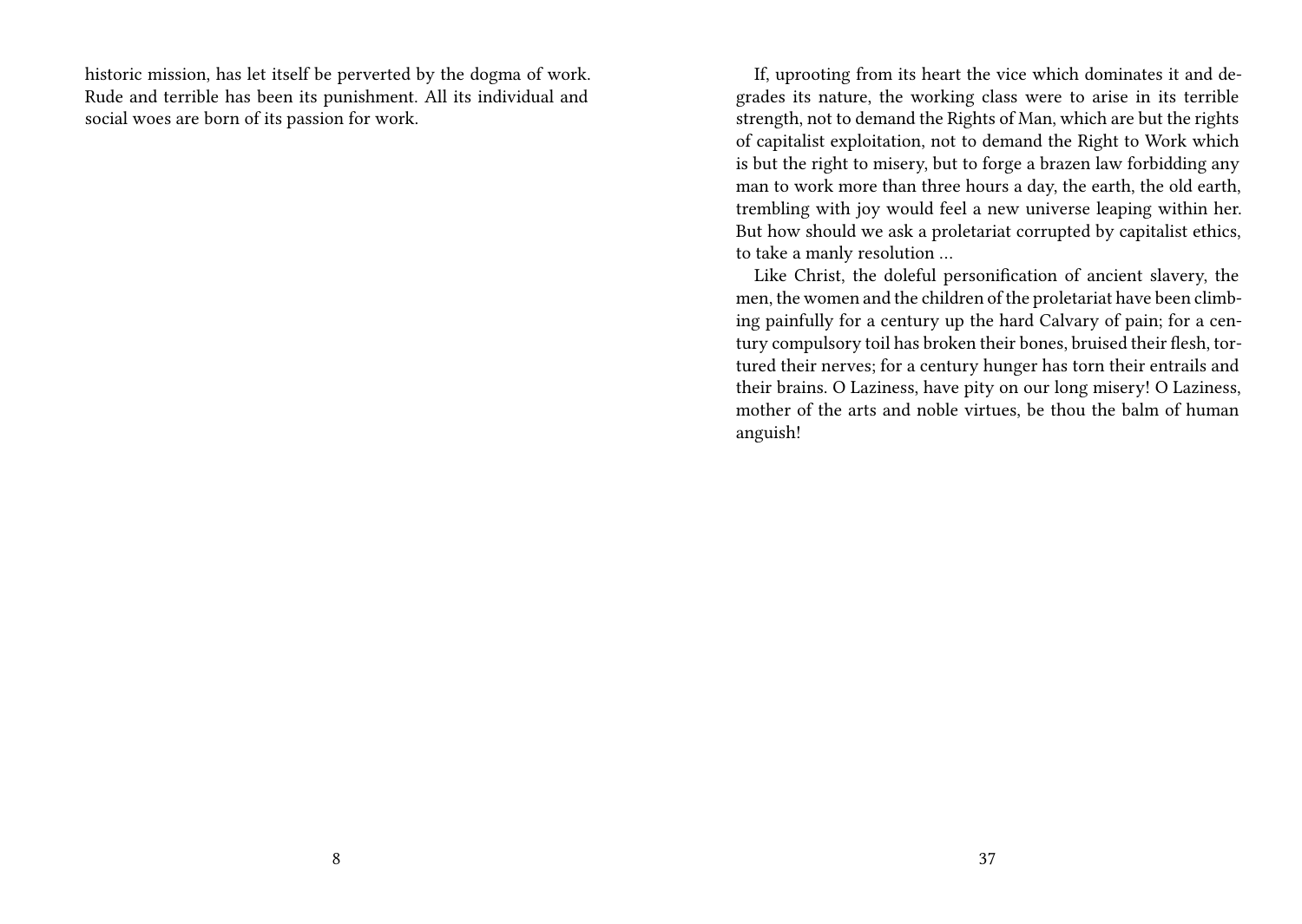historic mission, has let itself be perverted by the dogma of work. Rude and terrible has been its punishment. All its individual and social woes are born of its passion for work.

If, uprooting from its heart the vice which dominates it and degrades its nature, the working class were to arise in its terrible strength, not to demand the Rights of Man, which are but the rights of capitalist exploitation, not to demand the Right to Work which is but the right to misery, but to forge a brazen law forbidding any man to work more than three hours a day, the earth, the old earth, trembling with joy would feel a new universe leaping within her. But how should we ask a proletariat corrupted by capitalist ethics, to take a manly resolution …

Like Christ, the doleful personification of ancient slavery, the men, the women and the children of the proletariat have been climbing painfully for a century up the hard Calvary of pain; for a century compulsory toil has broken their bones, bruised their flesh, tortured their nerves; for a century hunger has torn their entrails and their brains. O Laziness, have pity on our long misery! O Laziness, mother of the arts and noble virtues, be thou the balm of human anguish!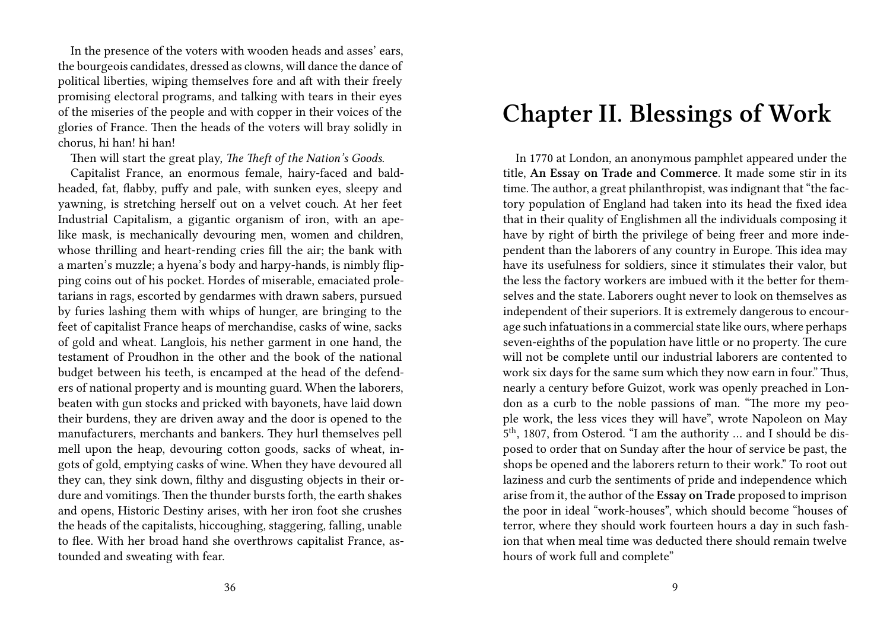In the presence of the voters with wooden heads and asses' ears, the bourgeois candidates, dressed as clowns, will dance the dance of political liberties, wiping themselves fore and aft with their freely promising electoral programs, and talking with tears in their eyes of the miseries of the people and with copper in their voices of the glories of France. Then the heads of the voters will bray solidly in chorus, hi han! hi han!

Then will start the great play, *The Theft of the Nation's Goods*.

Capitalist France, an enormous female, hairy-faced and bald-headed, fat, flabby, puffy and pale, with sunken eyes, sleepy and yawning, is stretching herself out on a velvet couch. At her feet Industrial Capitalism, a gigantic organism of iron, with an ape-like mask, is mechanically devouring men, women and children, whose thrilling and heart-rending cries fill the air; the bank with a marten's muzzle; a hyena's body and harpy-hands, is nimbly flipping coins out of his pocket. Hordes of miserable, emaciated proletarians in rags, escorted by gendarmes with drawn sabers, pursued by furies lashing them with whips of hunger, are bringing to the feet of capitalist France heaps of merchandise, casks of wine, sacks of gold and wheat. Langlois, his nether garment in one hand, the testament of Proudhon in the other and the book of the national budget between his teeth, is encamped at the head of the defenders of national property and is mounting guard. When the laborers, beaten with gun stocks and pricked with bayonets, have laid down their burdens, they are driven away and the door is opened to the manufacturers, merchants and bankers. They hurl themselves pell mell upon the heap, devouring cotton goods, sacks of wheat, ingots of gold, emptying casks of wine. When they have devoured all they can, they sink down, filthy and disgusting objects in their ordure and vomitings. Then the thunder bursts forth, the earth shakes and opens, Historic Destiny arises, with her iron foot she crushes the heads of the capitalists, hiccoughing, staggering, falling, unable to flee. With her broad hand she overthrows capitalist France, astounded and sweating with fear.

# Chapter II. Blessings of Work

In 1770 at London, an anonymous pamphlet appeared under the title, **An Essay on Trade and Commerce**. It made some stir in its time. The author, a great philanthropist, was indignant that "the factory population of England had taken into its head the fixed idea that in their quality of Englishmen all the individuals composing it have by right of birth the privilege of being freer and more independent than the laborers of any country in Europe. This idea may have its usefulness for soldiers, since it stimulates their valor, but the less the factory workers are imbued with it the better for themselves and the state. Laborers ought never to look on themselves as independent of their superiors. It is extremely dangerous to encourage such infatuations in a commercial state like ours, where perhaps seven-eighths of the population have little or no property. The cure will not be complete until our industrial laborers are contented to work six days for the same sum which they now earn in four." Thus, nearly a century before Guizot, work was openly preached in London as a curb to the noble passions of man. "The more my people work, the less vices they will have", wrote Napoleon on May 5th, 1807, from Osterod. "I am the authority … and I should be disposed to order that on Sunday after the hour of service be past, the shops be opened and the laborers return to their work." To root out laziness and curb the sentiments of pride and independence which arise from it, the author of the **Essay on Trade** proposed to imprison the poor in ideal "work-houses", which should become "houses of terror, where they should work fourteen hours a day in such fashion that when meal time was deducted there should remain twelve hours of work full and complete"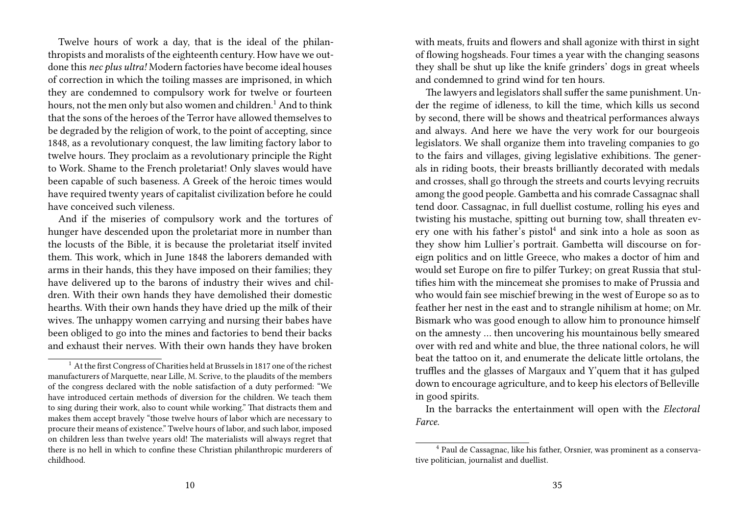Twelve hours of work a day, that is the ideal of the philanthropists and moralists of the eighteenth century. How have we outdone this *nec plus ultra!* Modern factories have become ideal houses of correction in which the toiling masses are imprisoned, in which they are condemned to compulsory work for twelve or fourteen hours, not the men only but also women and children.[1] And to think that the sons of the heroes of the Terror have allowed themselves to be degraded by the religion of work, to the point of accepting, since 1848, as a revolutionary conquest, the law limiting factory labor to twelve hours. They proclaim as a revolutionary principle the Right to Work. Shame to the French proletariat! Only slaves would have been capable of such baseness. A Greek of the heroic times would have required twenty years of capitalist civilization before he could have conceived such vileness.

And if the miseries of compulsory work and the tortures of hunger have descended upon the proletariat more in number than the locusts of the Bible, it is because the proletariat itself invited them. This work, which in June 1848 the laborers demanded with arms in their hands, this they have imposed on their families; they have delivered up to the barons of industry their wives and children. With their own hands they have demolished their domestic hearths. With their own hands they have dried up the milk of their wives. The unhappy women carrying and nursing their babes have been obliged to go into the mines and factories to bend their backs and exhaust their nerves. With their own hands they have broken

[1] At the first Congress of Charities held at Brussels in 1817 one of the richest manufacturers of Marquette, near Lille, M. Scrive, to the plaudits of the members of the congress declared with the noble satisfaction of a duty performed: "We have introduced certain methods of diversion for the children. We teach them to sing during their work, also to count while working." That distracts them and makes them accept bravely "those twelve hours of labor which are necessary to procure their means of existence." Twelve hours of labor, and such labor, imposed on children less than twelve years old! The materialists will always regret that there is no hell in which to confine these Christian philanthropic murderers of childhood.

with meats, fruits and flowers and shall agonize with thirst in sight of flowing hogsheads. Four times a year with the changing seasons they shall be shut up like the knife grinders' dogs in great wheels and condemned to grind wind for ten hours.

The lawyers and legislators shall suffer the same punishment. Under the regime of idleness, to kill the time, which kills us second by second, there will be shows and theatrical performances always and always. And here we have the very work for our bourgeois legislators. We shall organize them into traveling companies to go to the fairs and villages, giving legislative exhibitions. The generals in riding boots, their breasts brilliantly decorated with medals and crosses, shall go through the streets and courts levying recruits among the good people. Gambetta and his comrade Cassagnac shall tend door. Cassagnac, in full duellist costume, rolling his eyes and twisting his mustache, spitting out burning tow, shall threaten every one with his father's pistol[4] and sink into a hole as soon as they show him Lullier's portrait. Gambetta will discourse on foreign politics and on little Greece, who makes a doctor of him and would set Europe on fire to pilfer Turkey; on great Russia that stultifies him with the mincemeat she promises to make of Prussia and who would fain see mischief brewing in the west of Europe so as to feather her nest in the east and to strangle nihilism at home; on Mr. Bismark who was good enough to allow him to pronounce himself on the amnesty … then uncovering his mountainous belly smeared over with red and white and blue, the three national colors, he will beat the tattoo on it, and enumerate the delicate little ortolans, the truffles and the glasses of Margaux and Y'quem that it has gulped down to encourage agriculture, and to keep his electors of Belleville in good spirits.

In the barracks the entertainment will open with the *Electoral Farce.*

[4] Paul de Cassagnac, like his father, Orsnier, was prominent as a conservative politician, journalist and duellist.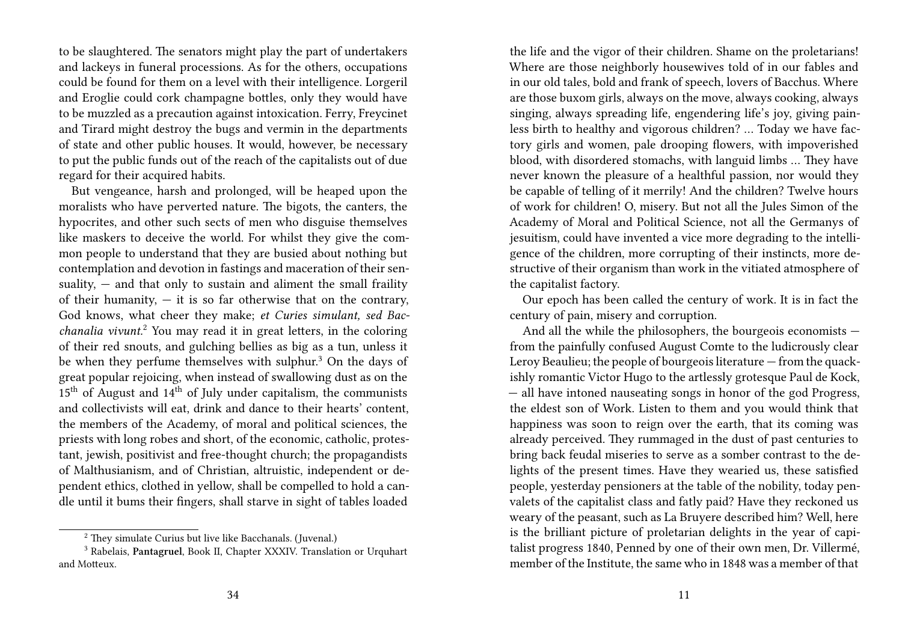to be slaughtered. The senators might play the part of undertakers and lackeys in funeral processions. As for the others, occupations could be found for them on a level with their intelligence. Lorgeril and Eroglie could cork champagne bottles, only they would have to be muzzled as a precaution against intoxication. Ferry, Freycinet and Tirard might destroy the bugs and vermin in the departments of state and other public houses. It would, however, be necessary to put the public funds out of the reach of the capitalists out of due regard for their acquired habits.

But vengeance, harsh and prolonged, will be heaped upon the moralists who have perverted nature. The bigots, the canters, the hypocrites, and other such sects of men who disguise themselves like maskers to deceive the world. For whilst they give the common people to understand that they are busied about nothing but contemplation and devotion in fastings and maceration of their sensuality, — and that only to sustain and aliment the small fraility of their humanity, — it is so far otherwise that on the contrary, God knows, what cheer they make; *et Curies simulant, sed Bacchanalia vivunt.*[2] You may read it in great letters, in the coloring of their red snouts, and gulching bellies as big as a tun, unless it be when they perfume themselves with sulphur.[3] On the days of great popular rejoicing, when instead of swallowing dust as on the 15th of August and 14th of July under capitalism, the communists and collectivists will eat, drink and dance to their hearts' content, the members of the Academy, of moral and political sciences, the priests with long robes and short, of the economic, catholic, protestant, jewish, positivist and free-thought church; the propagandists of Malthusianism, and of Christian, altruistic, independent or dependent ethics, clothed in yellow, shall be compelled to hold a candle until it bums their fingers, shall starve in sight of tables loaded

[2] They simulate Curius but live like Bacchanals. (Juvenal.)

[3] Rabelais, **Pantagruel**, Book II, Chapter XXXIV. Translation or Urquhart and Motteux.

the life and the vigor of their children. Shame on the proletarians! Where are those neighborly housewives told of in our fables and in our old tales, bold and frank of speech, lovers of Bacchus. Where are those buxom girls, always on the move, always cooking, always singing, always spreading life, engendering life's joy, giving painless birth to healthy and vigorous children? … Today we have factory girls and women, pale drooping flowers, with impoverished blood, with disordered stomachs, with languid limbs … They have never known the pleasure of a healthful passion, nor would they be capable of telling of it merrily! And the children? Twelve hours of work for children! O, misery. But not all the Jules Simon of the Academy of Moral and Political Science, not all the Germanys of jesuitism, could have invented a vice more degrading to the intelligence of the children, more corrupting of their instincts, more destructive of their organism than work in the vitiated atmosphere of the capitalist factory.

Our epoch has been called the century of work. It is in fact the century of pain, misery and corruption.

And all the while the philosophers, the bourgeois economists — from the painfully confused August Comte to the ludicrously clear Leroy Beaulieu; the people of bourgeois literature — from the quackishly romantic Victor Hugo to the artlessly grotesque Paul de Kock, — all have intoned nauseating songs in honor of the god Progress, the eldest son of Work. Listen to them and you would think that happiness was soon to reign over the earth, that its coming was already perceived. They rummaged in the dust of past centuries to bring back feudal miseries to serve as a somber contrast to the delights of the present times. Have they wearied us, these satisfied people, yesterday pensioners at the table of the nobility, today penvalets of the capitalist class and fatly paid? Have they reckoned us weary of the peasant, such as La Bruyere described him? Well, here is the brilliant picture of proletarian delights in the year of capitalist progress 1840, Penned by one of their own men, Dr. Villermé, member of the Institute, the same who in 1848 was a member of that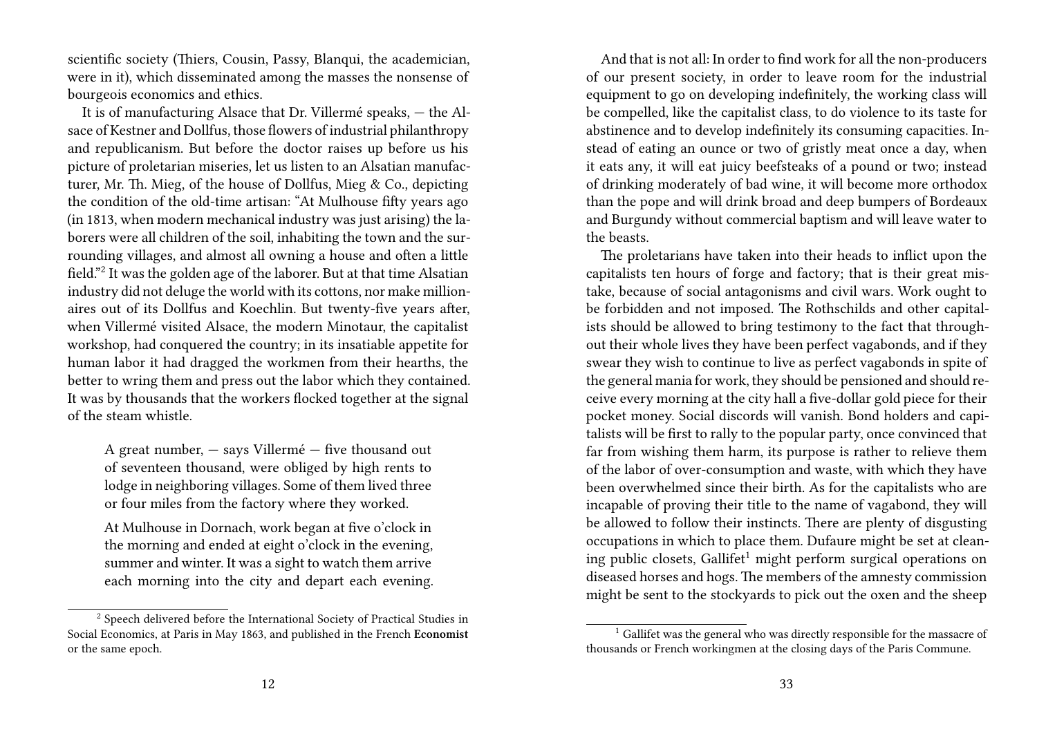scientific society (Thiers, Cousin, Passy, Blanqui, the academician, were in it), which disseminated among the masses the nonsense of bourgeois economics and ethics.

It is of manufacturing Alsace that Dr. Villermé speaks, — the Alsace of Kestner and Dollfus, those flowers of industrial philanthropy and republicanism. But before the doctor raises up before us his picture of proletarian miseries, let us listen to an Alsatian manufacturer, Mr. Th. Mieg, of the house of Dollfus, Mieg & Co., depicting the condition of the old-time artisan: "At Mulhouse fifty years ago (in 1813, when modern mechanical industry was just arising) the laborers were all children of the soil, inhabiting the town and the surrounding villages, and almost all owning a house and often a little field."[2] It was the golden age of the laborer. But at that time Alsatian industry did not deluge the world with its cottons, nor make millionaires out of its Dollfus and Koechlin. But twenty-five years after, when Villermé visited Alsace, the modern Minotaur, the capitalist workshop, had conquered the country; in its insatiable appetite for human labor it had dragged the workmen from their hearths, the better to wring them and press out the labor which they contained. It was by thousands that the workers flocked together at the signal of the steam whistle.

> A great number, — says Villermé — five thousand out of seventeen thousand, were obliged by high rents to lodge in neighboring villages. Some of them lived three or four miles from the factory where they worked.
>
> At Mulhouse in Dornach, work began at five o'clock in the morning and ended at eight o'clock in the evening, summer and winter. It was a sight to watch them arrive each morning into the city and depart each evening.

[2] Speech delivered before the International Society of Practical Studies in Social Economics, at Paris in May 1863, and published in the French **Economist** or the same epoch.

And that is not all: In order to find work for all the non-producers of our present society, in order to leave room for the industrial equipment to go on developing indefinitely, the working class will be compelled, like the capitalist class, to do violence to its taste for abstinence and to develop indefinitely its consuming capacities. Instead of eating an ounce or two of gristly meat once a day, when it eats any, it will eat juicy beefsteaks of a pound or two; instead of drinking moderately of bad wine, it will become more orthodox than the pope and will drink broad and deep bumpers of Bordeaux and Burgundy without commercial baptism and will leave water to the beasts.

The proletarians have taken into their heads to inflict upon the capitalists ten hours of forge and factory; that is their great mistake, because of social antagonisms and civil wars. Work ought to be forbidden and not imposed. The Rothschilds and other capitalists should be allowed to bring testimony to the fact that throughout their whole lives they have been perfect vagabonds, and if they swear they wish to continue to live as perfect vagabonds in spite of the general mania for work, they should be pensioned and should receive every morning at the city hall a five-dollar gold piece for their pocket money. Social discords will vanish. Bond holders and capitalists will be first to rally to the popular party, once convinced that far from wishing them harm, its purpose is rather to relieve them of the labor of over-consumption and waste, with which they have been overwhelmed since their birth. As for the capitalists who are incapable of proving their title to the name of vagabond, they will be allowed to follow their instincts. There are plenty of disgusting occupations in which to place them. Dufaure might be set at cleaning public closets, Gallifet[1] might perform surgical operations on diseased horses and hogs. The members of the amnesty commission might be sent to the stockyards to pick out the oxen and the sheep

[1] Gallifet was the general who was directly responsible for the massacre of thousands or French workingmen at the closing days of the Paris Commune.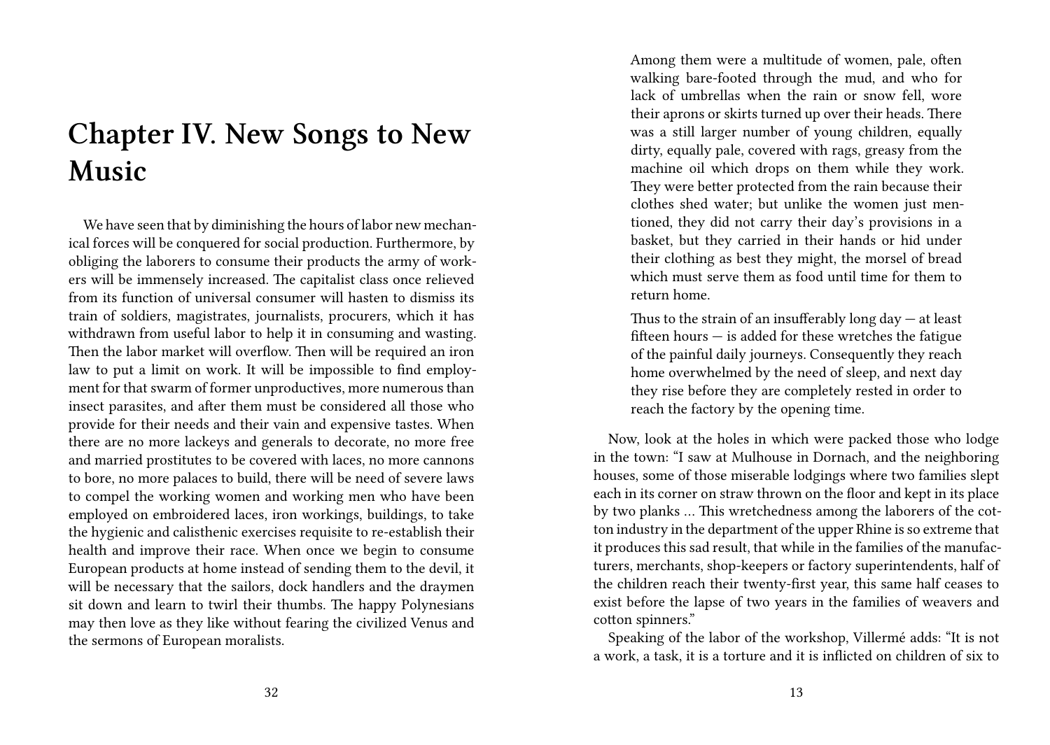# Chapter IV. New Songs to New Music

We have seen that by diminishing the hours of labor new mechanical forces will be conquered for social production. Furthermore, by obliging the laborers to consume their products the army of workers will be immensely increased. The capitalist class once relieved from its function of universal consumer will hasten to dismiss its train of soldiers, magistrates, journalists, procurers, which it has withdrawn from useful labor to help it in consuming and wasting. Then the labor market will overflow. Then will be required an iron law to put a limit on work. It will be impossible to find employment for that swarm of former unproductives, more numerous than insect parasites, and after them must be considered all those who provide for their needs and their vain and expensive tastes. When there are no more lackeys and generals to decorate, no more free and married prostitutes to be covered with laces, no more cannons to bore, no more palaces to build, there will be need of severe laws to compel the working women and working men who have been employed on embroidered laces, iron workings, buildings, to take the hygienic and calisthenic exercises requisite to re-establish their health and improve their race. When once we begin to consume European products at home instead of sending them to the devil, it will be necessary that the sailors, dock handlers and the draymen sit down and learn to twirl their thumbs. The happy Polynesians may then love as they like without fearing the civilized Venus and the sermons of European moralists.

> Among them were a multitude of women, pale, often walking bare-footed through the mud, and who for lack of umbrellas when the rain or snow fell, wore their aprons or skirts turned up over their heads. There was a still larger number of young children, equally dirty, equally pale, covered with rags, greasy from the machine oil which drops on them while they work. They were better protected from the rain because their clothes shed water; but unlike the women just mentioned, they did not carry their day's provisions in a basket, but they carried in their hands or hid under their clothing as best they might, the morsel of bread which must serve them as food until time for them to return home.
>
> Thus to the strain of an insufferably long day — at least fifteen hours — is added for these wretches the fatigue of the painful daily journeys. Consequently they reach home overwhelmed by the need of sleep, and next day they rise before they are completely rested in order to reach the factory by the opening time.

Now, look at the holes in which were packed those who lodge in the town: "I saw at Mulhouse in Dornach, and the neighboring houses, some of those miserable lodgings where two families slept each in its corner on straw thrown on the floor and kept in its place by two planks … This wretchedness among the laborers of the cotton industry in the department of the upper Rhine is so extreme that it produces this sad result, that while in the families of the manufacturers, merchants, shop-keepers or factory superintendents, half of the children reach their twenty-first year, this same half ceases to exist before the lapse of two years in the families of weavers and cotton spinners."

Speaking of the labor of the workshop, Villermé adds: "It is not a work, a task, it is a torture and it is inflicted on children of six to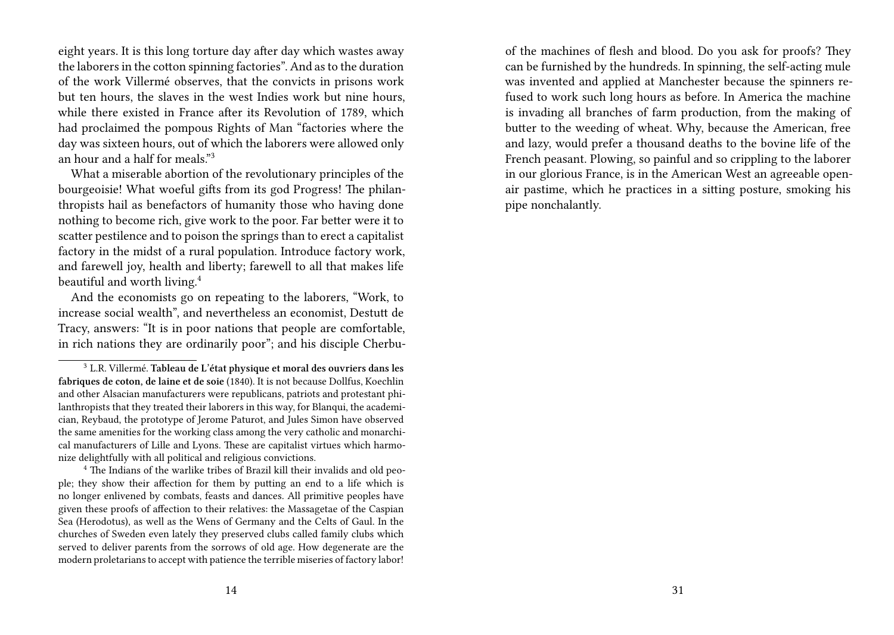eight years. It is this long torture day after day which wastes away the laborers in the cotton spinning factories". And as to the duration of the work Villermé observes, that the convicts in prisons work but ten hours, the slaves in the west Indies work but nine hours, while there existed in France after its Revolution of 1789, which had proclaimed the pompous Rights of Man "factories where the day was sixteen hours, out of which the laborers were allowed only an hour and a half for meals."[3]

What a miserable abortion of the revolutionary principles of the bourgeoisie! What woeful gifts from its god Progress! The philanthropists hail as benefactors of humanity those who having done nothing to become rich, give work to the poor. Far better were it to scatter pestilence and to poison the springs than to erect a capitalist factory in the midst of a rural population. Introduce factory work, and farewell joy, health and liberty; farewell to all that makes life beautiful and worth living.[4]

And the economists go on repeating to the laborers, "Work, to increase social wealth", and nevertheless an economist, Destutt de Tracy, answers: "It is in poor nations that people are comfortable, in rich nations they are ordinarily poor"; and his disciple Cherbu-

[3] L.R. Villermé. **Tableau de L'état physique et moral des ouvriers dans les fabriques de coton, de laine et de soie** (1840). It is not because Dollfus, Koechlin and other Alsacian manufacturers were republicans, patriots and protestant philanthropists that they treated their laborers in this way, for Blanqui, the academician, Reybaud, the prototype of Jerome Paturot, and Jules Simon have observed the same amenities for the working class among the very catholic and monarchical manufacturers of Lille and Lyons. These are capitalist virtues which harmonize delightfully with all political and religious convictions.

[4] The Indians of the warlike tribes of Brazil kill their invalids and old people; they show their affection for them by putting an end to a life which is no longer enlivened by combats, feasts and dances. All primitive peoples have given these proofs of affection to their relatives: the Massagetae of the Caspian Sea (Herodotus), as well as the Wens of Germany and the Celts of Gaul. In the churches of Sweden even lately they preserved clubs called family clubs which served to deliver parents from the sorrows of old age. How degenerate are the modern proletarians to accept with patience the terrible miseries of factory labor!

of the machines of flesh and blood. Do you ask for proofs? They can be furnished by the hundreds. In spinning, the self-acting mule was invented and applied at Manchester because the spinners refused to work such long hours as before. In America the machine is invading all branches of farm production, from the making of butter to the weeding of wheat. Why, because the American, free and lazy, would prefer a thousand deaths to the bovine life of the French peasant. Plowing, so painful and so crippling to the laborer in our glorious France, is in the American West an agreeable open-air pastime, which he practices in a sitting posture, smoking his pipe nonchalantly.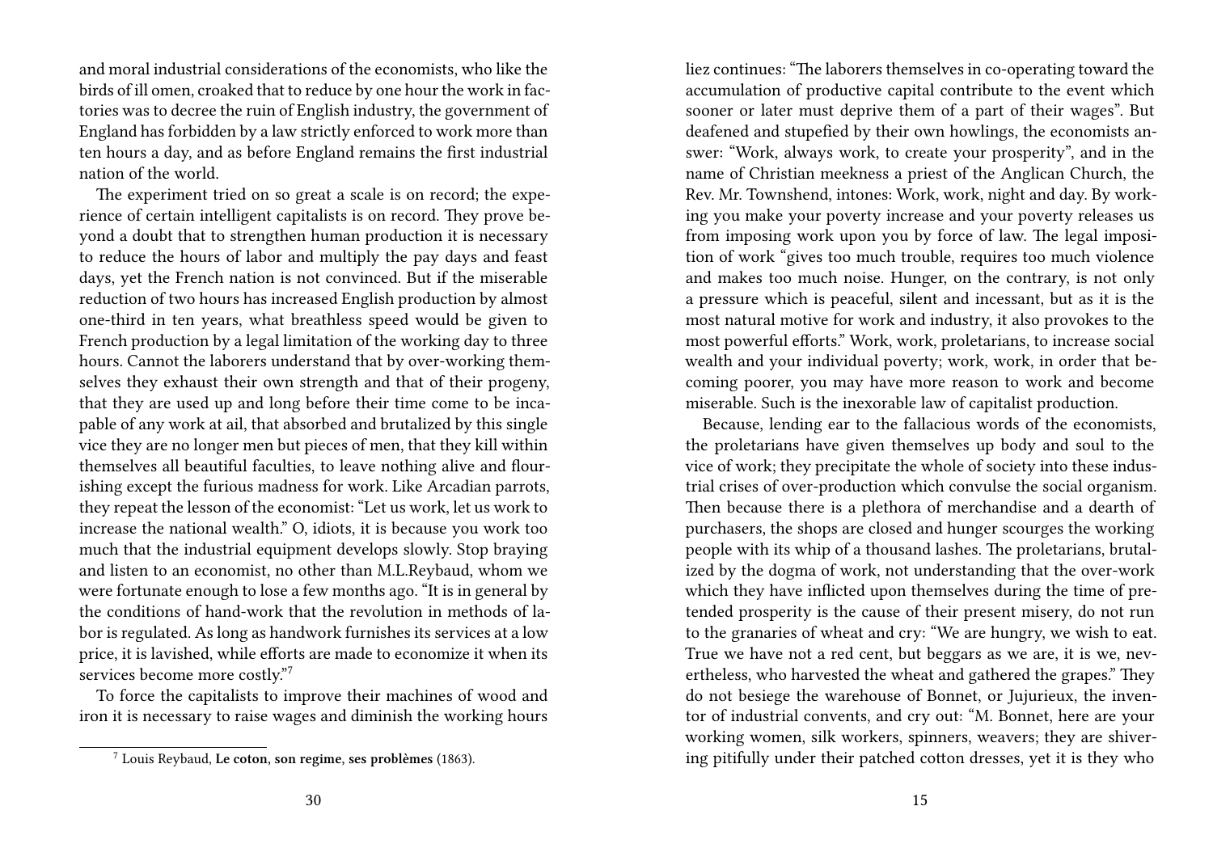and moral industrial considerations of the economists, who like the birds of ill omen, croaked that to reduce by one hour the work in factories was to decree the ruin of English industry, the government of England has forbidden by a law strictly enforced to work more than ten hours a day, and as before England remains the first industrial nation of the world.

The experiment tried on so great a scale is on record; the experience of certain intelligent capitalists is on record. They prove beyond a doubt that to strengthen human production it is necessary to reduce the hours of labor and multiply the pay days and feast days, yet the French nation is not convinced. But if the miserable reduction of two hours has increased English production by almost one-third in ten years, what breathless speed would be given to French production by a legal limitation of the working day to three hours. Cannot the laborers understand that by over-working themselves they exhaust their own strength and that of their progeny, that they are used up and long before their time come to be incapable of any work at ail, that absorbed and brutalized by this single vice they are no longer men but pieces of men, that they kill within themselves all beautiful faculties, to leave nothing alive and flourishing except the furious madness for work. Like Arcadian parrots, they repeat the lesson of the economist: "Let us work, let us work to increase the national wealth." O, idiots, it is because you work too much that the industrial equipment develops slowly. Stop braying and listen to an economist, no other than M.L.Reybaud, whom we were fortunate enough to lose a few months ago. "It is in general by the conditions of hand-work that the revolution in methods of labor is regulated. As long as handwork furnishes its services at a low price, it is lavished, while efforts are made to economize it when its services become more costly."[7]

To force the capitalists to improve their machines of wood and iron it is necessary to raise wages and diminish the working hours

[7] Louis Reybaud, **Le coton, son regime, ses problèmes** (1863).

liez continues: "The laborers themselves in co-operating toward the accumulation of productive capital contribute to the event which sooner or later must deprive them of a part of their wages". But deafened and stupefied by their own howlings, the economists answer: "Work, always work, to create your prosperity", and in the name of Christian meekness a priest of the Anglican Church, the Rev. Mr. Townshend, intones: Work, work, night and day. By working you make your poverty increase and your poverty releases us from imposing work upon you by force of law. The legal imposition of work "gives too much trouble, requires too much violence and makes too much noise. Hunger, on the contrary, is not only a pressure which is peaceful, silent and incessant, but as it is the most natural motive for work and industry, it also provokes to the most powerful efforts." Work, work, proletarians, to increase social wealth and your individual poverty; work, work, in order that becoming poorer, you may have more reason to work and become miserable. Such is the inexorable law of capitalist production.

Because, lending ear to the fallacious words of the economists, the proletarians have given themselves up body and soul to the vice of work; they precipitate the whole of society into these industrial crises of over-production which convulse the social organism. Then because there is a plethora of merchandise and a dearth of purchasers, the shops are closed and hunger scourges the working people with its whip of a thousand lashes. The proletarians, brutalized by the dogma of work, not understanding that the over-work which they have inflicted upon themselves during the time of pretended prosperity is the cause of their present misery, do not run to the granaries of wheat and cry: "We are hungry, we wish to eat. True we have not a red cent, but beggars as we are, it is we, nevertheless, who harvested the wheat and gathered the grapes." They do not besiege the warehouse of Bonnet, or Jujurieux, the inventor of industrial convents, and cry out: "M. Bonnet, here are your working women, silk workers, spinners, weavers; they are shivering pitifully under their patched cotton dresses, yet it is they who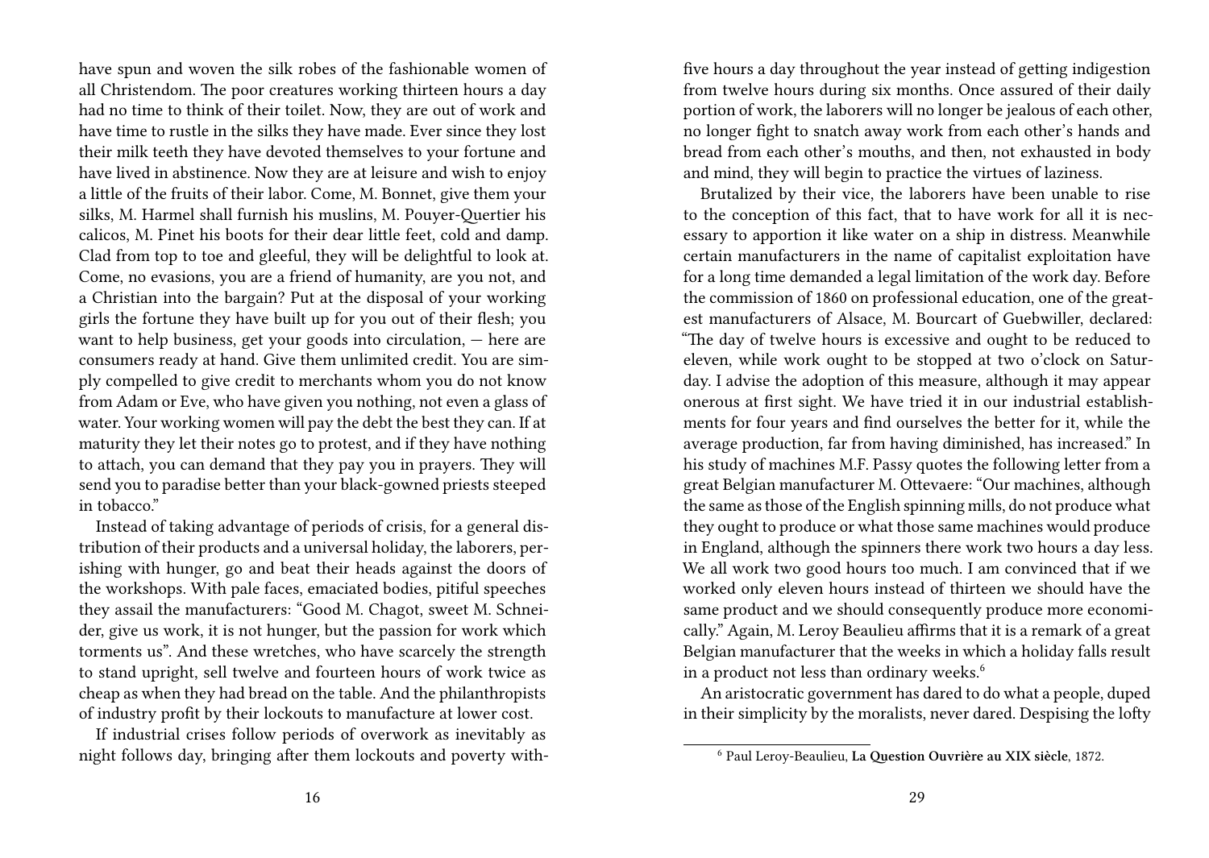have spun and woven the silk robes of the fashionable women of all Christendom. The poor creatures working thirteen hours a day had no time to think of their toilet. Now, they are out of work and have time to rustle in the silks they have made. Ever since they lost their milk teeth they have devoted themselves to your fortune and have lived in abstinence. Now they are at leisure and wish to enjoy a little of the fruits of their labor. Come, M. Bonnet, give them your silks, M. Harmel shall furnish his muslins, M. Pouyer-Quertier his calicos, M. Pinet his boots for their dear little feet, cold and damp. Clad from top to toe and gleeful, they will be delightful to look at. Come, no evasions, you are a friend of humanity, are you not, and a Christian into the bargain? Put at the disposal of your working girls the fortune they have built up for you out of their flesh; you want to help business, get your goods into circulation, — here are consumers ready at hand. Give them unlimited credit. You are simply compelled to give credit to merchants whom you do not know from Adam or Eve, who have given you nothing, not even a glass of water. Your working women will pay the debt the best they can. If at maturity they let their notes go to protest, and if they have nothing to attach, you can demand that they pay you in prayers. They will send you to paradise better than your black-gowned priests steeped in tobacco."

Instead of taking advantage of periods of crisis, for a general distribution of their products and a universal holiday, the laborers, perishing with hunger, go and beat their heads against the doors of the workshops. With pale faces, emaciated bodies, pitiful speeches they assail the manufacturers: "Good M. Chagot, sweet M. Schneider, give us work, it is not hunger, but the passion for work which torments us". And these wretches, who have scarcely the strength to stand upright, sell twelve and fourteen hours of work twice as cheap as when they had bread on the table. And the philanthropists of industry profit by their lockouts to manufacture at lower cost.

If industrial crises follow periods of overwork as inevitably as night follows day, bringing after them lockouts and poverty with-

five hours a day throughout the year instead of getting indigestion from twelve hours during six months. Once assured of their daily portion of work, the laborers will no longer be jealous of each other, no longer fight to snatch away work from each other's hands and bread from each other's mouths, and then, not exhausted in body and mind, they will begin to practice the virtues of laziness.

Brutalized by their vice, the laborers have been unable to rise to the conception of this fact, that to have work for all it is necessary to apportion it like water on a ship in distress. Meanwhile certain manufacturers in the name of capitalist exploitation have for a long time demanded a legal limitation of the work day. Before the commission of 1860 on professional education, one of the greatest manufacturers of Alsace, M. Bourcart of Guebwiller, declared: "The day of twelve hours is excessive and ought to be reduced to eleven, while work ought to be stopped at two o'clock on Saturday. I advise the adoption of this measure, although it may appear onerous at first sight. We have tried it in our industrial establishments for four years and find ourselves the better for it, while the average production, far from having diminished, has increased." In his study of machines M.F. Passy quotes the following letter from a great Belgian manufacturer M. Ottevaere: "Our machines, although the same as those of the English spinning mills, do not produce what they ought to produce or what those same machines would produce in England, although the spinners there work two hours a day less. We all work two good hours too much. I am convinced that if we worked only eleven hours instead of thirteen we should have the same product and we should consequently produce more economically." Again, M. Leroy Beaulieu affirms that it is a remark of a great Belgian manufacturer that the weeks in which a holiday falls result in a product not less than ordinary weeks.[6]

An aristocratic government has dared to do what a people, duped in their simplicity by the moralists, never dared. Despising the lofty

[6] Paul Leroy-Beaulieu, **La Question Ouvrière au XIX siècle**, 1872.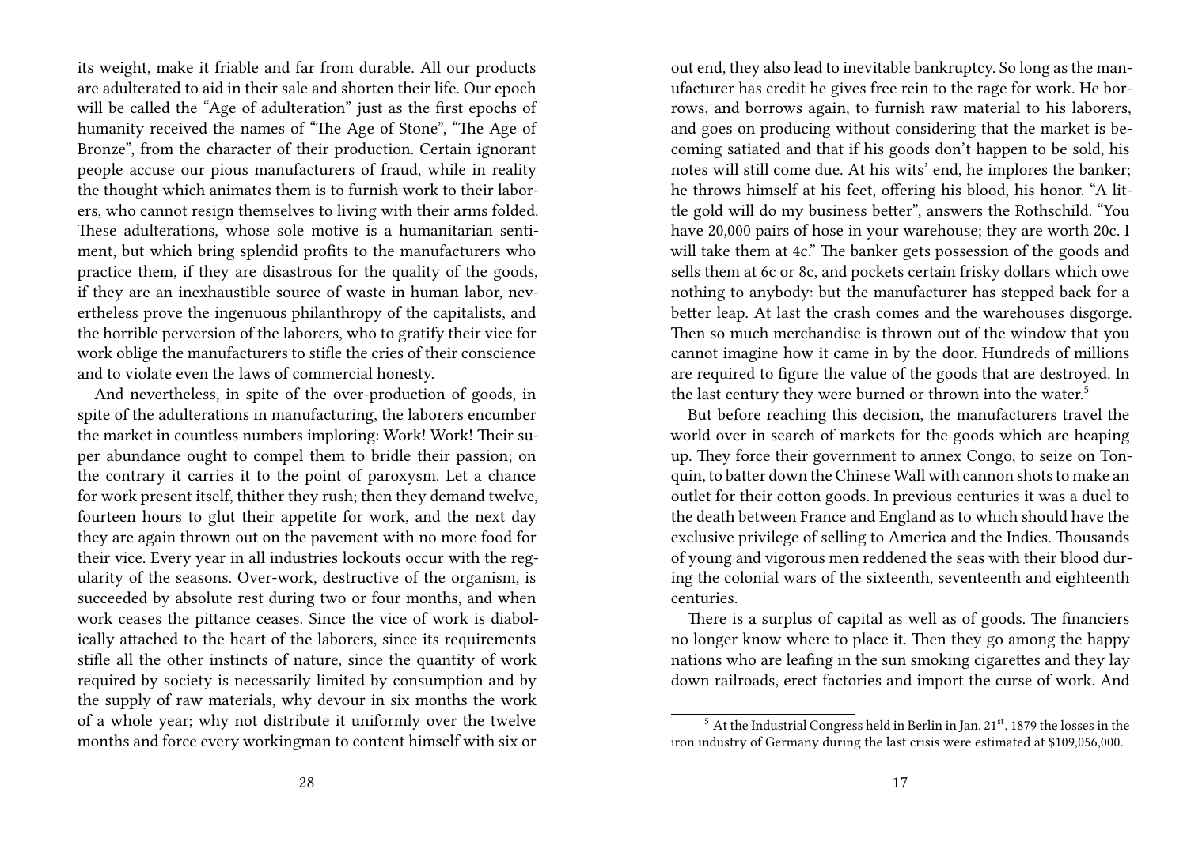its weight, make it friable and far from durable. All our products are adulterated to aid in their sale and shorten their life. Our epoch will be called the "Age of adulteration" just as the first epochs of humanity received the names of "The Age of Stone", "The Age of Bronze", from the character of their production. Certain ignorant people accuse our pious manufacturers of fraud, while in reality the thought which animates them is to furnish work to their laborers, who cannot resign themselves to living with their arms folded. These adulterations, whose sole motive is a humanitarian sentiment, but which bring splendid profits to the manufacturers who practice them, if they are disastrous for the quality of the goods, if they are an inexhaustible source of waste in human labor, nevertheless prove the ingenuous philanthropy of the capitalists, and the horrible perversion of the laborers, who to gratify their vice for work oblige the manufacturers to stifle the cries of their conscience and to violate even the laws of commercial honesty.

And nevertheless, in spite of the over-production of goods, in spite of the adulterations in manufacturing, the laborers encumber the market in countless numbers imploring: Work! Work! Their super abundance ought to compel them to bridle their passion; on the contrary it carries it to the point of paroxysm. Let a chance for work present itself, thither they rush; then they demand twelve, fourteen hours to glut their appetite for work, and the next day they are again thrown out on the pavement with no more food for their vice. Every year in all industries lockouts occur with the regularity of the seasons. Over-work, destructive of the organism, is succeeded by absolute rest during two or four months, and when work ceases the pittance ceases. Since the vice of work is diabolically attached to the heart of the laborers, since its requirements stifle all the other instincts of nature, since the quantity of work required by society is necessarily limited by consumption and by the supply of raw materials, why devour in six months the work of a whole year; why not distribute it uniformly over the twelve months and force every workingman to content himself with six or

out end, they also lead to inevitable bankruptcy. So long as the manufacturer has credit he gives free rein to the rage for work. He borrows, and borrows again, to furnish raw material to his laborers, and goes on producing without considering that the market is becoming satiated and that if his goods don't happen to be sold, his notes will still come due. At his wits' end, he implores the banker; he throws himself at his feet, offering his blood, his honor. "A little gold will do my business better", answers the Rothschild. "You have 20,000 pairs of hose in your warehouse; they are worth 20c. I will take them at 4c." The banker gets possession of the goods and sells them at 6c or 8c, and pockets certain frisky dollars which owe nothing to anybody: but the manufacturer has stepped back for a better leap. At last the crash comes and the warehouses disgorge. Then so much merchandise is thrown out of the window that you cannot imagine how it came in by the door. Hundreds of millions are required to figure the value of the goods that are destroyed. In the last century they were burned or thrown into the water.[5]

But before reaching this decision, the manufacturers travel the world over in search of markets for the goods which are heaping up. They force their government to annex Congo, to seize on Tonquin, to batter down the Chinese Wall with cannon shots to make an outlet for their cotton goods. In previous centuries it was a duel to the death between France and England as to which should have the exclusive privilege of selling to America and the Indies. Thousands of young and vigorous men reddened the seas with their blood during the colonial wars of the sixteenth, seventeenth and eighteenth centuries.

There is a surplus of capital as well as of goods. The financiers no longer know where to place it. Then they go among the happy nations who are leafing in the sun smoking cigarettes and they lay down railroads, erect factories and import the curse of work. And

[5] At the Industrial Congress held in Berlin in Jan. 21st, 1879 the losses in the iron industry of Germany during the last crisis were estimated at $109,056,000.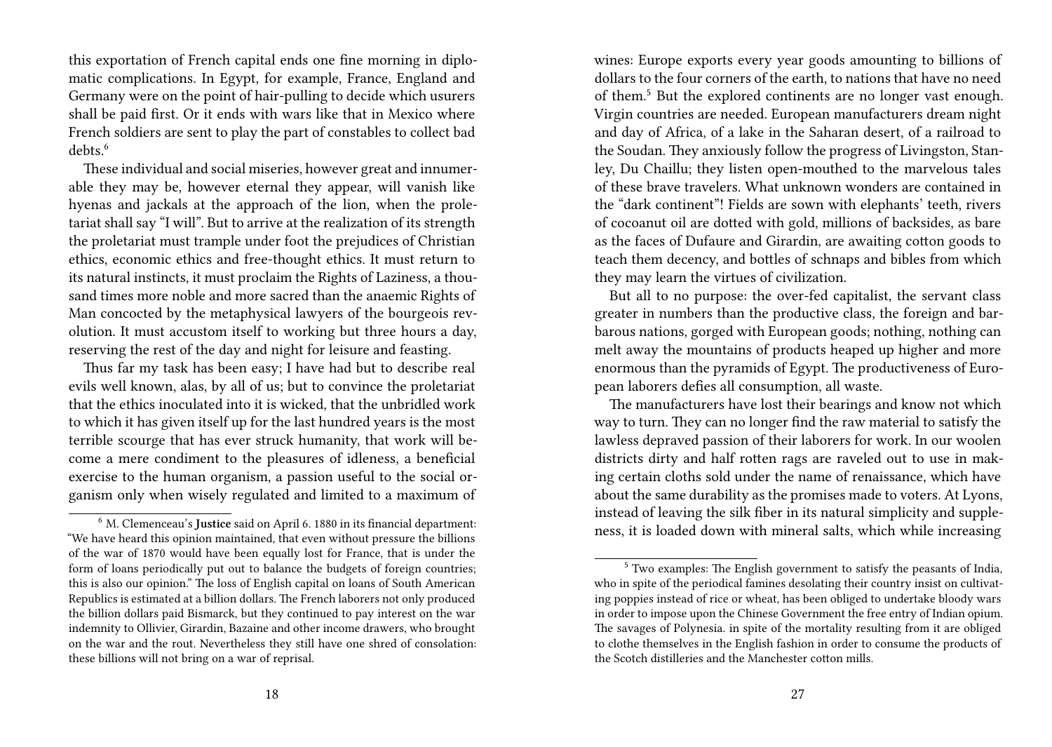this exportation of French capital ends one fine morning in diplomatic complications. In Egypt, for example, France, England and Germany were on the point of hair-pulling to decide which usurers shall be paid first. Or it ends with wars like that in Mexico where French soldiers are sent to play the part of constables to collect bad debts.[6]

These individual and social miseries, however great and innumerable they may be, however eternal they appear, will vanish like hyenas and jackals at the approach of the lion, when the proletariat shall say "I will". But to arrive at the realization of its strength the proletariat must trample under foot the prejudices of Christian ethics, economic ethics and free-thought ethics. It must return to its natural instincts, it must proclaim the Rights of Laziness, a thousand times more noble and more sacred than the anaemic Rights of Man concocted by the metaphysical lawyers of the bourgeois revolution. It must accustom itself to working but three hours a day, reserving the rest of the day and night for leisure and feasting.

Thus far my task has been easy; I have had but to describe real evils well known, alas, by all of us; but to convince the proletariat that the ethics inoculated into it is wicked, that the unbridled work to which it has given itself up for the last hundred years is the most terrible scourge that has ever struck humanity, that work will become a mere condiment to the pleasures of idleness, a beneficial exercise to the human organism, a passion useful to the social organism only when wisely regulated and limited to a maximum of

[6] M. Clemenceau's **Justice** said on April 6. 1880 in its financial department: "We have heard this opinion maintained, that even without pressure the billions of the war of 1870 would have been equally lost for France, that is under the form of loans periodically put out to balance the budgets of foreign countries; this is also our opinion." The loss of English capital on loans of South American Republics is estimated at a billion dollars. The French laborers not only produced the billion dollars paid Bismarck, but they continued to pay interest on the war indemnity to Ollivier, Girardin, Bazaine and other income drawers, who brought on the war and the rout. Nevertheless they still have one shred of consolation: these billions will not bring on a war of reprisal.

wines: Europe exports every year goods amounting to billions of dollars to the four corners of the earth, to nations that have no need of them.[5] But the explored continents are no longer vast enough. Virgin countries are needed. European manufacturers dream night and day of Africa, of a lake in the Saharan desert, of a railroad to the Soudan. They anxiously follow the progress of Livingston, Stanley, Du Chaillu; they listen open-mouthed to the marvelous tales of these brave travelers. What unknown wonders are contained in the "dark continent"! Fields are sown with elephants' teeth, rivers of cocoanut oil are dotted with gold, millions of backsides, as bare as the faces of Dufaure and Girardin, are awaiting cotton goods to teach them decency, and bottles of schnaps and bibles from which they may learn the virtues of civilization.

But all to no purpose: the over-fed capitalist, the servant class greater in numbers than the productive class, the foreign and barbarous nations, gorged with European goods; nothing, nothing can melt away the mountains of products heaped up higher and more enormous than the pyramids of Egypt. The productiveness of European laborers defies all consumption, all waste.

The manufacturers have lost their bearings and know not which way to turn. They can no longer find the raw material to satisfy the lawless depraved passion of their laborers for work. In our woolen districts dirty and half rotten rags are raveled out to use in making certain cloths sold under the name of renaissance, which have about the same durability as the promises made to voters. At Lyons, instead of leaving the silk fiber in its natural simplicity and suppleness, it is loaded down with mineral salts, which while increasing

[5] Two examples: The English government to satisfy the peasants of India, who in spite of the periodical famines desolating their country insist on cultivating poppies instead of rice or wheat, has been obliged to undertake bloody wars in order to impose upon the Chinese Government the free entry of Indian opium. The savages of Polynesia. in spite of the mortality resulting from it are obliged to clothe themselves in the English fashion in order to consume the products of the Scotch distilleries and the Manchester cotton mills.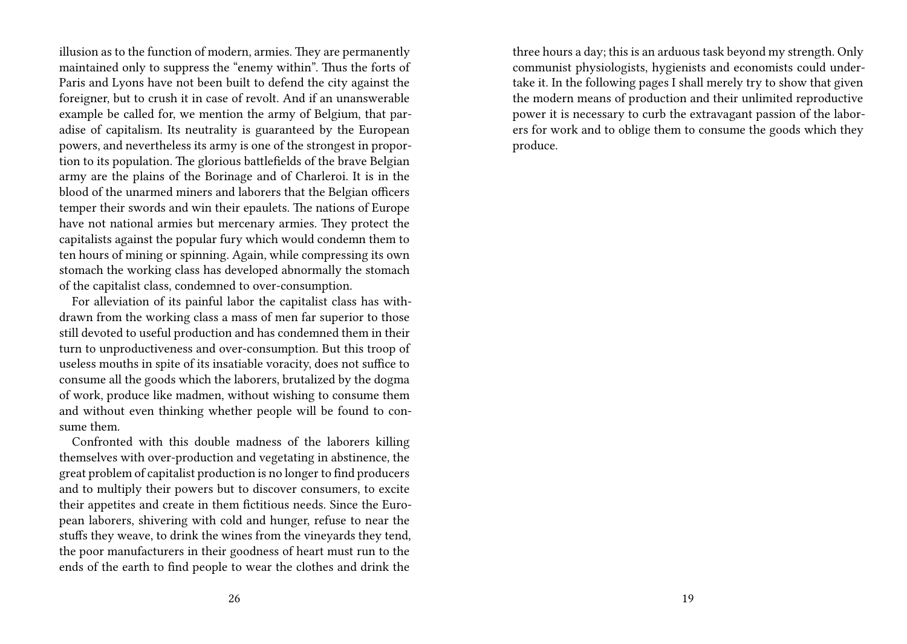illusion as to the function of modern, armies. They are permanently maintained only to suppress the "enemy within". Thus the forts of Paris and Lyons have not been built to defend the city against the foreigner, but to crush it in case of revolt. And if an unanswerable example be called for, we mention the army of Belgium, that paradise of capitalism. Its neutrality is guaranteed by the European powers, and nevertheless its army is one of the strongest in proportion to its population. The glorious battlefields of the brave Belgian army are the plains of the Borinage and of Charleroi. It is in the blood of the unarmed miners and laborers that the Belgian officers temper their swords and win their epaulets. The nations of Europe have not national armies but mercenary armies. They protect the capitalists against the popular fury which would condemn them to ten hours of mining or spinning. Again, while compressing its own stomach the working class has developed abnormally the stomach of the capitalist class, condemned to over-consumption.

For alleviation of its painful labor the capitalist class has withdrawn from the working class a mass of men far superior to those still devoted to useful production and has condemned them in their turn to unproductiveness and over-consumption. But this troop of useless mouths in spite of its insatiable voracity, does not suffice to consume all the goods which the laborers, brutalized by the dogma of work, produce like madmen, without wishing to consume them and without even thinking whether people will be found to consume them.

Confronted with this double madness of the laborers killing themselves with over-production and vegetating in abstinence, the great problem of capitalist production is no longer to find producers and to multiply their powers but to discover consumers, to excite their appetites and create in them fictitious needs. Since the European laborers, shivering with cold and hunger, refuse to near the stuffs they weave, to drink the wines from the vineyards they tend, the poor manufacturers in their goodness of heart must run to the ends of the earth to find people to wear the clothes and drink the

three hours a day; this is an arduous task beyond my strength. Only communist physiologists, hygienists and economists could undertake it. In the following pages I shall merely try to show that given the modern means of production and their unlimited reproductive power it is necessary to curb the extravagant passion of the laborers for work and to oblige them to consume the goods which they produce.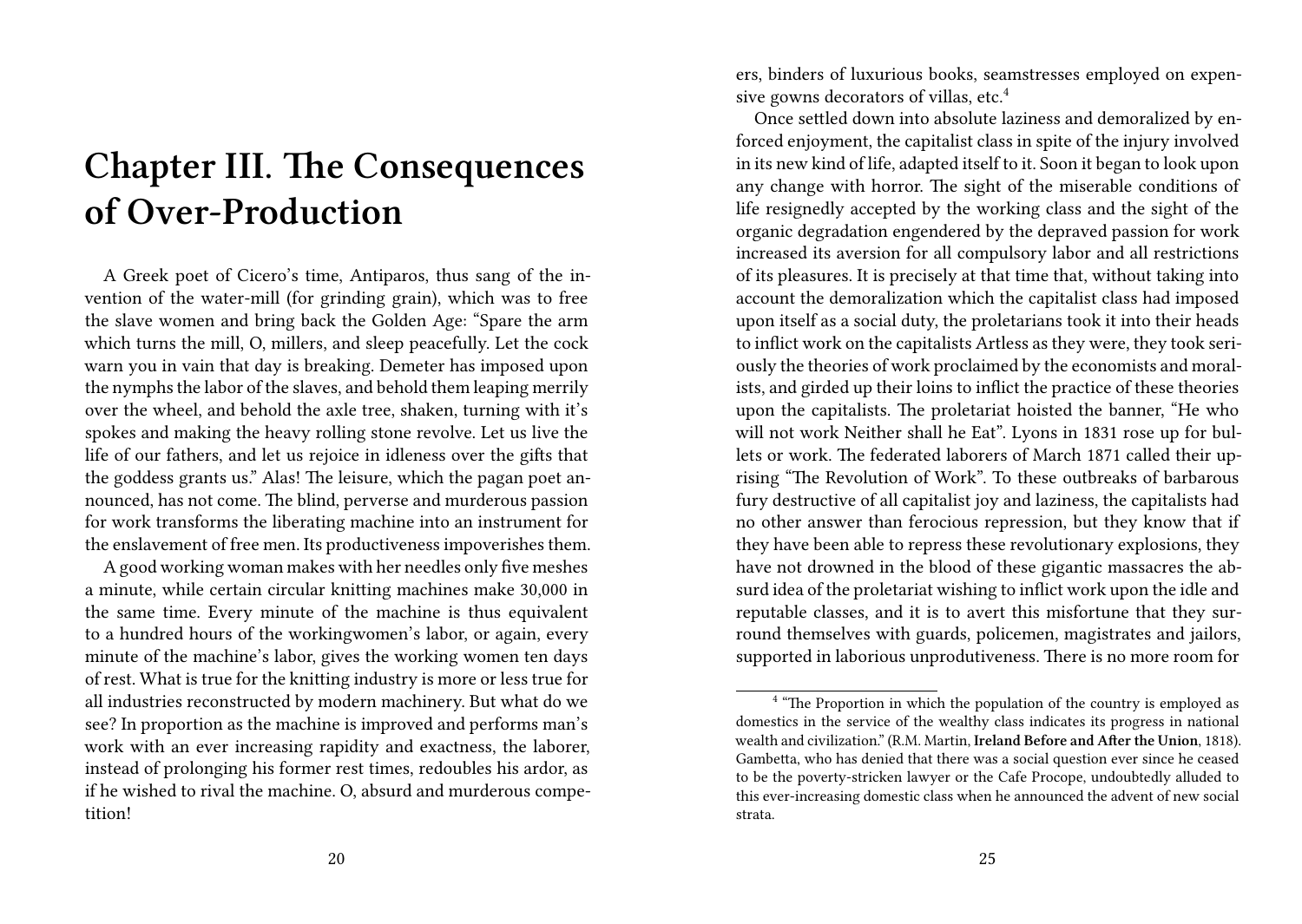# Chapter III. The Consequences of Over-Production

A Greek poet of Cicero's time, Antiparos, thus sang of the invention of the water-mill (for grinding grain), which was to free the slave women and bring back the Golden Age: "Spare the arm which turns the mill, O, millers, and sleep peacefully. Let the cock warn you in vain that day is breaking. Demeter has imposed upon the nymphs the labor of the slaves, and behold them leaping merrily over the wheel, and behold the axle tree, shaken, turning with it's spokes and making the heavy rolling stone revolve. Let us live the life of our fathers, and let us rejoice in idleness over the gifts that the goddess grants us." Alas! The leisure, which the pagan poet announced, has not come. The blind, perverse and murderous passion for work transforms the liberating machine into an instrument for the enslavement of free men. Its productiveness impoverishes them.

A good working woman makes with her needles only five meshes a minute, while certain circular knitting machines make 30,000 in the same time. Every minute of the machine is thus equivalent to a hundred hours of the workingwomen's labor, or again, every minute of the machine's labor, gives the working women ten days of rest. What is true for the knitting industry is more or less true for all industries reconstructed by modern machinery. But what do we see? In proportion as the machine is improved and performs man's work with an ever increasing rapidity and exactness, the laborer, instead of prolonging his former rest times, redoubles his ardor, as if he wished to rival the machine. O, absurd and murderous competition!

ers, binders of luxurious books, seamstresses employed on expensive gowns decorators of villas, etc.[4]

Once settled down into absolute laziness and demoralized by enforced enjoyment, the capitalist class in spite of the injury involved in its new kind of life, adapted itself to it. Soon it began to look upon any change with horror. The sight of the miserable conditions of life resignedly accepted by the working class and the sight of the organic degradation engendered by the depraved passion for work increased its aversion for all compulsory labor and all restrictions of its pleasures. It is precisely at that time that, without taking into account the demoralization which the capitalist class had imposed upon itself as a social duty, the proletarians took it into their heads to inflict work on the capitalists Artless as they were, they took seriously the theories of work proclaimed by the economists and moralists, and girded up their loins to inflict the practice of these theories upon the capitalists. The proletariat hoisted the banner, "He who will not work Neither shall he Eat". Lyons in 1831 rose up for bullets or work. The federated laborers of March 1871 called their uprising "The Revolution of Work". To these outbreaks of barbarous fury destructive of all capitalist joy and laziness, the capitalists had no other answer than ferocious repression, but they know that if they have been able to repress these revolutionary explosions, they have not drowned in the blood of these gigantic massacres the absurd idea of the proletariat wishing to inflict work upon the idle and reputable classes, and it is to avert this misfortune that they surround themselves with guards, policemen, magistrates and jailors, supported in laborious unprodutiveness. There is no more room for

[4] "The Proportion in which the population of the country is employed as domestics in the service of the wealthy class indicates its progress in national wealth and civilization." (R.M. Martin, **Ireland Before and After the Union**, 1818). Gambetta, who has denied that there was a social question ever since he ceased to be the poverty-stricken lawyer or the Cafe Procope, undoubtedly alluded to this ever-increasing domestic class when he announced the advent of new social strata.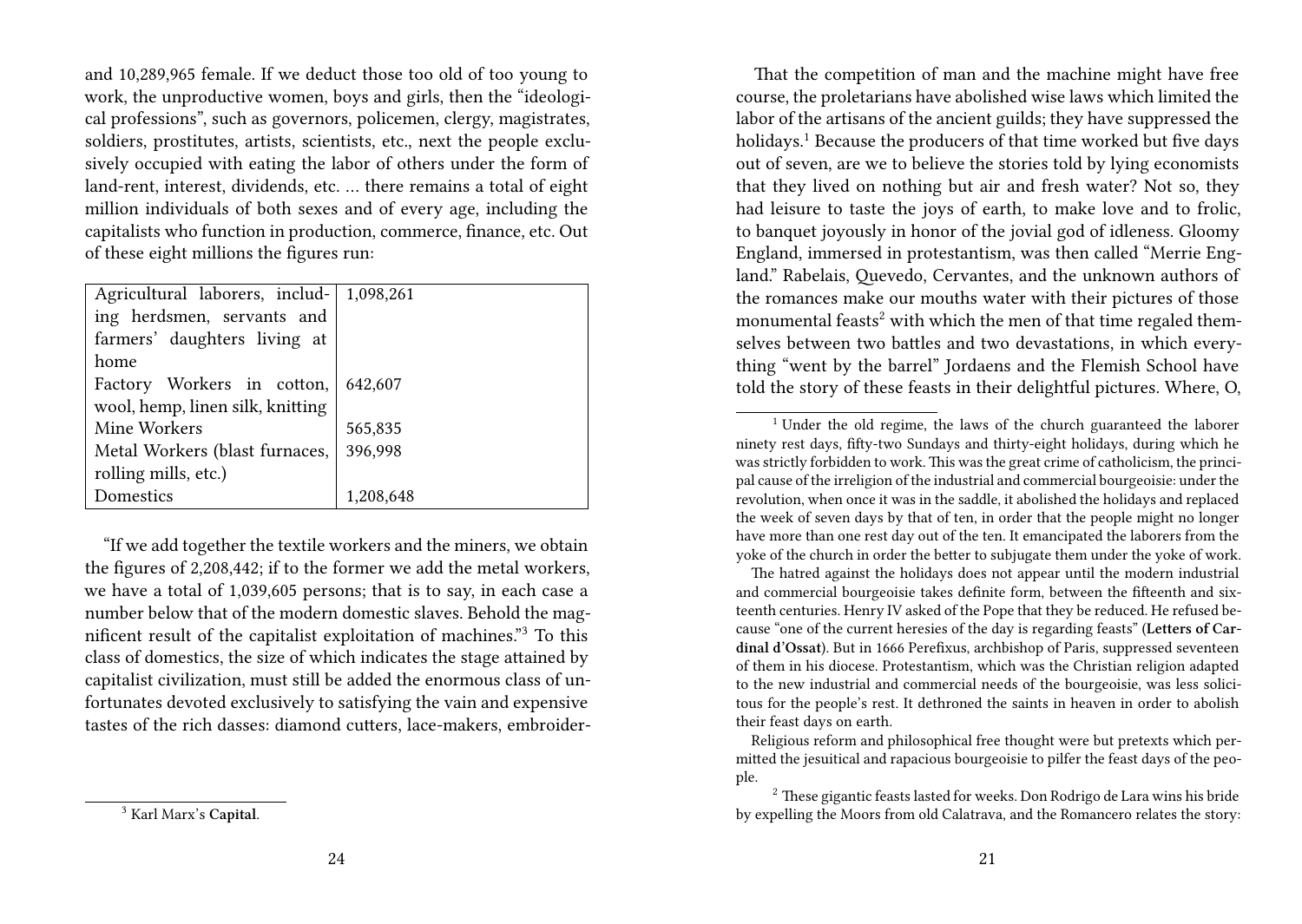and 10,289,965 female. If we deduct those too old of too young to work, the unproductive women, boys and girls, then the "ideological professions", such as governors, policemen, clergy, magistrates, soldiers, prostitutes, artists, scientists, etc., next the people exclusively occupied with eating the labor of others under the form of land-rent, interest, dividends, etc. … there remains a total of eight million individuals of both sexes and of every age, including the capitalists who function in production, commerce, finance, etc. Out of these eight millions the figures run:

| | |
|---|---|
| Agricultural laborers, including herdsmen, servants and farmers' daughters living at home | 1,098,261 |
| Factory Workers in cotton, wool, hemp, linen silk, knitting | 642,607 |
| Mine Workers | 565,835 |
| Metal Workers (blast furnaces, rolling mills, etc.) | 396,998 |
| Domestics | 1,208,648 |

"If we add together the textile workers and the miners, we obtain the figures of 2,208,442; if to the former we add the metal workers, we have a total of 1,039,605 persons; that is to say, in each case a number below that of the modern domestic slaves. Behold the magnificent result of the capitalist exploitation of machines."[3] To this class of domestics, the size of which indicates the stage attained by capitalist civilization, must still be added the enormous class of unfortunates devoted exclusively to satisfying the vain and expensive tastes of the rich dasses: diamond cutters, lace-makers, embroider-

[3] Karl Marx's **Capital**.

That the competition of man and the machine might have free course, the proletarians have abolished wise laws which limited the labor of the artisans of the ancient guilds; they have suppressed the holidays.[1] Because the producers of that time worked but five days out of seven, are we to believe the stories told by lying economists that they lived on nothing but air and fresh water? Not so, they had leisure to taste the joys of earth, to make love and to frolic, to banquet joyously in honor of the jovial god of idleness. Gloomy England, immersed in protestantism, was then called "Merrie England." Rabelais, Quevedo, Cervantes, and the unknown authors of the romances make our mouths water with their pictures of those monumental feasts[2] with which the men of that time regaled themselves between two battles and two devastations, in which everything "went by the barrel" Jordaens and the Flemish School have told the story of these feasts in their delightful pictures. Where, O,

[1] Under the old regime, the laws of the church guaranteed the laborer ninety rest days, fifty-two Sundays and thirty-eight holidays, during which he was strictly forbidden to work. This was the great crime of catholicism, the principal cause of the irreligion of the industrial and commercial bourgeoisie: under the revolution, when once it was in the saddle, it abolished the holidays and replaced the week of seven days by that of ten, in order that the people might no longer have more than one rest day out of the ten. It emancipated the laborers from the yoke of the church in order the better to subjugate them under the yoke of work.

The hatred against the holidays does not appear until the modern industrial and commercial bourgeoisie takes definite form, between the fifteenth and sixteenth centuries. Henry IV asked of the Pope that they be reduced. He refused because "one of the current heresies of the day is regarding feasts" (**Letters of Cardinal d'Ossat**). But in 1666 Perefixus, archbishop of Paris, suppressed seventeen of them in his diocese. Protestantism, which was the Christian religion adapted to the new industrial and commercial needs of the bourgeoisie, was less solicitous for the people's rest. It dethroned the saints in heaven in order to abolish their feast days on earth.

Religious reform and philosophical free thought were but pretexts which permitted the jesuitical and rapacious bourgeoisie to pilfer the feast days of the people.

[2] These gigantic feasts lasted for weeks. Don Rodrigo de Lara wins his bride by expelling the Moors from old Calatrava, and the Romancero relates the story: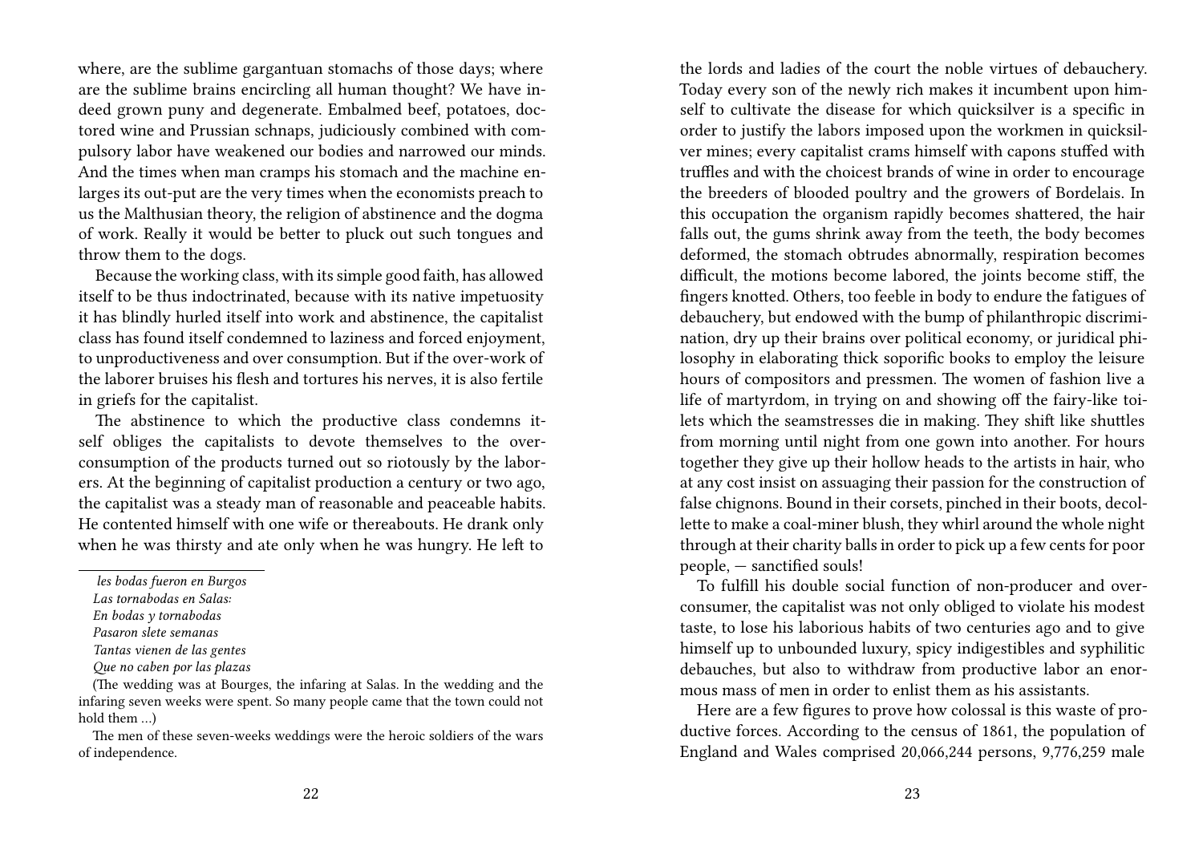where, are the sublime gargantuan stomachs of those days; where are the sublime brains encircling all human thought? We have indeed grown puny and degenerate. Embalmed beef, potatoes, doctored wine and Prussian schnaps, judiciously combined with compulsory labor have weakened our bodies and narrowed our minds. And the times when man cramps his stomach and the machine enlarges its out-put are the very times when the economists preach to us the Malthusian theory, the religion of abstinence and the dogma of work. Really it would be better to pluck out such tongues and throw them to the dogs.

Because the working class, with its simple good faith, has allowed itself to be thus indoctrinated, because with its native impetuosity it has blindly hurled itself into work and abstinence, the capitalist class has found itself condemned to laziness and forced enjoyment, to unproductiveness and over consumption. But if the over-work of the laborer bruises his flesh and tortures his nerves, it is also fertile in griefs for the capitalist.

The abstinence to which the productive class condemns itself obliges the capitalists to devote themselves to the over-consumption of the products turned out so riotously by the laborers. At the beginning of capitalist production a century or two ago, the capitalist was a steady man of reasonable and peaceable habits. He contented himself with one wife or thereabouts. He drank only when he was thirsty and ate only when he was hungry. He left to the lords and ladies of the court the noble virtues of debauchery. Today every son of the newly rich makes it incumbent upon himself to cultivate the disease for which quicksilver is a specific in order to justify the labors imposed upon the workmen in quicksilver mines; every capitalist crams himself with capons stuffed with truffles and with the choicest brands of wine in order to encourage the breeders of blooded poultry and the growers of Bordelais. In this occupation the organism rapidly becomes shattered, the hair falls out, the gums shrink away from the teeth, the body becomes deformed, the stomach obtrudes abnormally, respiration becomes difficult, the motions become labored, the joints become stiff, the fingers knotted. Others, too feeble in body to endure the fatigues of debauchery, but endowed with the bump of philanthropic discrimination, dry up their brains over political economy, or juridical philosophy in elaborating thick soporific books to employ the leisure hours of compositors and pressmen. The women of fashion live a life of martyrdom, in trying on and showing off the fairy-like toilets which the seamstresses die in making. They shift like shuttles from morning until night from one gown into another. For hours together they give up their hollow heads to the artists in hair, who at any cost insist on assuaging their passion for the construction of false chignons. Bound in their corsets, pinched in their boots, decollette to make a coal-miner blush, they whirl around the whole night through at their charity balls in order to pick up a few cents for poor people, — sanctified souls!

To fulfill his double social function of non-producer and over-consumer, the capitalist was not only obliged to violate his modest taste, to lose his laborious habits of two centuries ago and to give himself up to unbounded luxury, spicy indigestibles and syphilitic debauches, but also to withdraw from productive labor an enormous mass of men in order to enlist them as his assistants.

Here are a few figures to prove how colossal is this waste of productive forces. According to the census of 1861, the population of England and Wales comprised 20,066,244 persons, 9,776,259 male

---

*les bodas fueron en Burgos*
*Las tornabodas en Salas:*
*En bodas y tornabodas*
*Pasaron slete semanas*
*Tantas vienen de las gentes*
*Que no caben por las plazas*

(The wedding was at Bourges, the infaring at Salas. In the wedding and the infaring seven weeks were spent. So many people came that the town could not hold them …)

The men of these seven-weeks weddings were the heroic soldiers of the wars of independence.